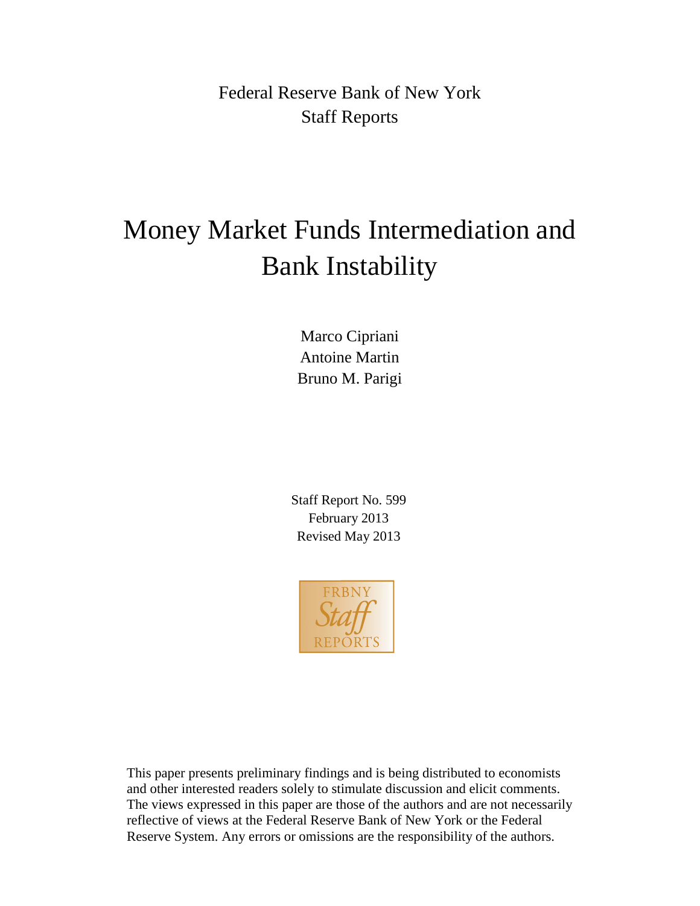Federal Reserve Bank of New York
Staff Reports

# Money Market Funds Intermediation and Bank Instability

Marco Cipriani
Antoine Martin
Bruno M. Parigi

Staff Report No. 599
February 2013
Revised May 2013

FRBNY
Staff
REPORTS

This paper presents preliminary findings and is being distributed to economists and other interested readers solely to stimulate discussion and elicit comments. The views expressed in this paper are those of the authors and are not necessarily reflective of views at the Federal Reserve Bank of New York or the Federal Reserve System. Any errors or omissions are the responsibility of the authors.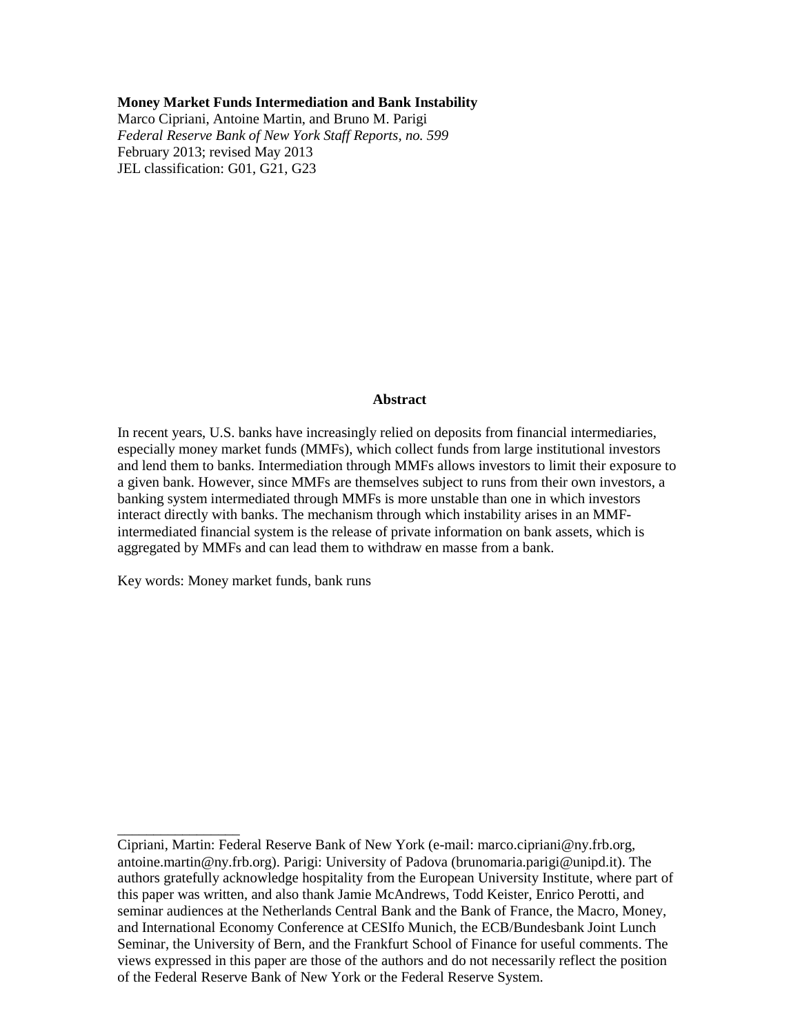**Money Market Funds Intermediation and Bank Instability**
Marco Cipriani, Antoine Martin, and Bruno M. Parigi
*Federal Reserve Bank of New York Staff Reports, no. 599*
February 2013; revised May 2013
JEL classification: G01, G21, G23

## Abstract

In recent years, U.S. banks have increasingly relied on deposits from financial intermediaries, especially money market funds (MMFs), which collect funds from large institutional investors and lend them to banks. Intermediation through MMFs allows investors to limit their exposure to a given bank. However, since MMFs are themselves subject to runs from their own investors, a banking system intermediated through MMFs is more unstable than one in which investors interact directly with banks. The mechanism through which instability arises in an MMF-intermediated financial system is the release of private information on bank assets, which is aggregated by MMFs and can lead them to withdraw en masse from a bank.

Key words: Money market funds, bank runs

---

Cipriani, Martin: Federal Reserve Bank of New York (e-mail: marco.cipriani@ny.frb.org, antoine.martin@ny.frb.org). Parigi: University of Padova (brunomaria.parigi@unipd.it). The authors gratefully acknowledge hospitality from the European University Institute, where part of this paper was written, and also thank Jamie McAndrews, Todd Keister, Enrico Perotti, and seminar audiences at the Netherlands Central Bank and the Bank of France, the Macro, Money, and International Economy Conference at CESIfo Munich, the ECB/Bundesbank Joint Lunch Seminar, the University of Bern, and the Frankfurt School of Finance for useful comments. The views expressed in this paper are those of the authors and do not necessarily reflect the position of the Federal Reserve Bank of New York or the Federal Reserve System.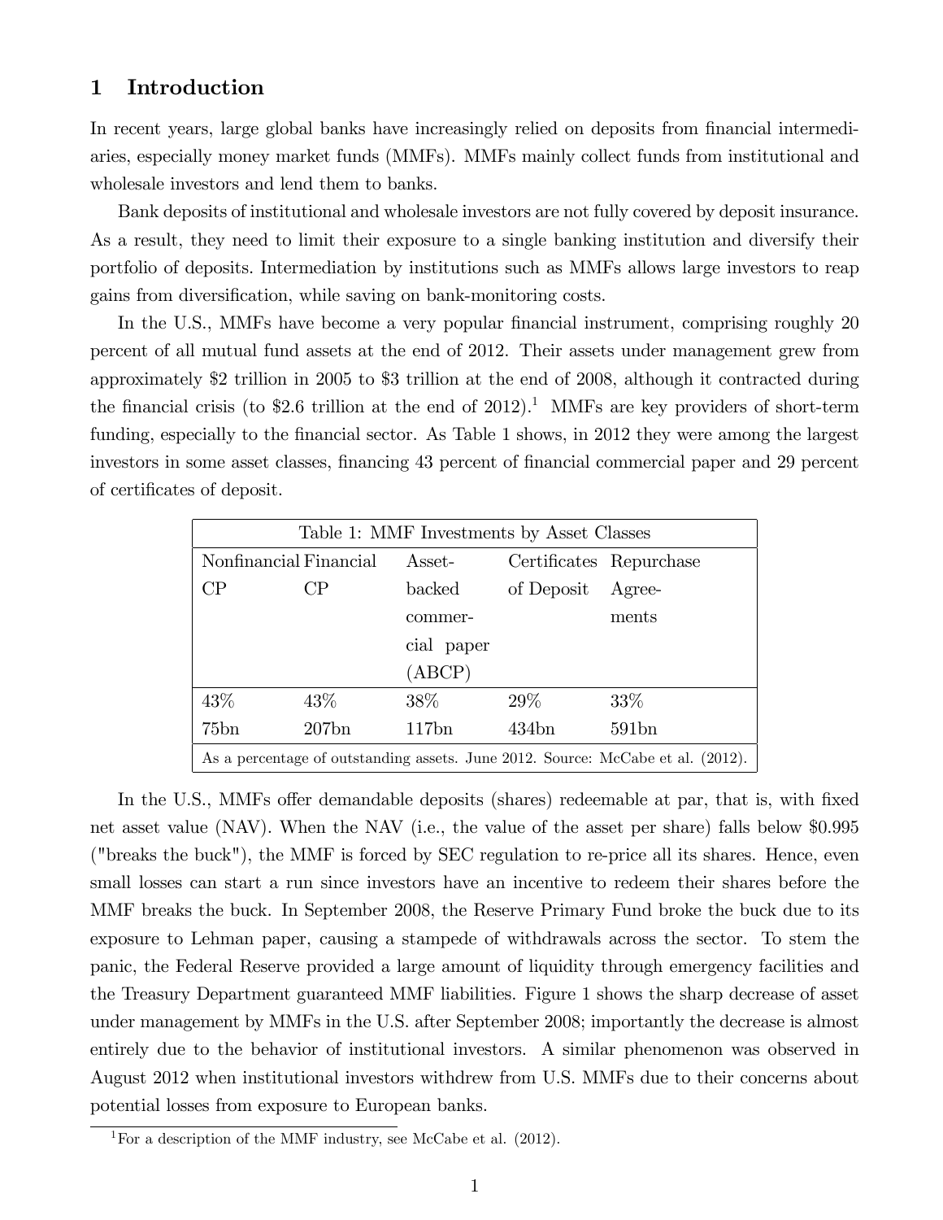# 1 Introduction

In recent years, large global banks have increasingly relied on deposits from financial intermediaries, especially money market funds (MMFs). MMFs mainly collect funds from institutional and wholesale investors and lend them to banks.

Bank deposits of institutional and wholesale investors are not fully covered by deposit insurance. As a result, they need to limit their exposure to a single banking institution and diversify their portfolio of deposits. Intermediation by institutions such as MMFs allows large investors to reap gains from diversification, while saving on bank-monitoring costs.

In the U.S., MMFs have become a very popular financial instrument, comprising roughly 20 percent of all mutual fund assets at the end of 2012. Their assets under management grew from approximately $2 trillion in 2005 to $3 trillion at the end of 2008, although it contracted during the financial crisis (to $2.6 trillion at the end of 2012).[1] MMFs are key providers of short-term funding, especially to the financial sector. As Table 1 shows, in 2012 they were among the largest investors in some asset classes, financing 43 percent of financial commercial paper and 29 percent of certificates of deposit.

Table 1: MMF Investments by Asset Classes

| Nonfinancial CP | Financial CP | Asset-backed commercial paper (ABCP) | Certificates of Deposit | Repurchase Agreements |
|---|---|---|---|---|
| 43% | 43% | 38% | 29% | 33% |
| 75bn | 207bn | 117bn | 434bn | 591bn |

As a percentage of outstanding assets. June 2012. Source: McCabe et al. (2012).

In the U.S., MMFs offer demandable deposits (shares) redeemable at par, that is, with fixed net asset value (NAV). When the NAV (i.e., the value of the asset per share) falls below $0.995 ("breaks the buck"), the MMF is forced by SEC regulation to re-price all its shares. Hence, even small losses can start a run since investors have an incentive to redeem their shares before the MMF breaks the buck. In September 2008, the Reserve Primary Fund broke the buck due to its exposure to Lehman paper, causing a stampede of withdrawals across the sector. To stem the panic, the Federal Reserve provided a large amount of liquidity through emergency facilities and the Treasury Department guaranteed MMF liabilities. Figure 1 shows the sharp decrease of asset under management by MMFs in the U.S. after September 2008; importantly the decrease is almost entirely due to the behavior of institutional investors. A similar phenomenon was observed in August 2012 when institutional investors withdrew from U.S. MMFs due to their concerns about potential losses from exposure to European banks.

[1] For a description of the MMF industry, see McCabe et al. (2012).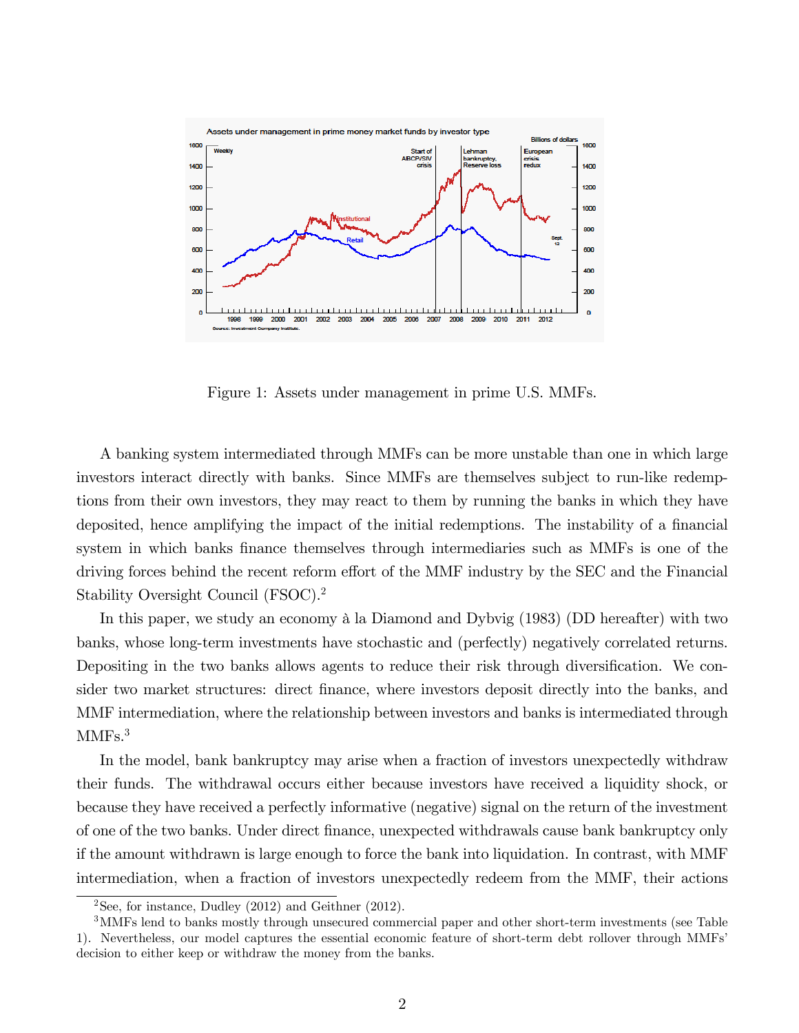Figure 1: Assets under management in prime U.S. MMFs.

A banking system intermediated through MMFs can be more unstable than one in which large investors interact directly with banks. Since MMFs are themselves subject to run-like redemptions from their own investors, they may react to them by running the banks in which they have deposited, hence amplifying the impact of the initial redemptions. The instability of a financial system in which banks finance themselves through intermediaries such as MMFs is one of the driving forces behind the recent reform effort of the MMF industry by the SEC and the Financial Stability Oversight Council (FSOC).[2]

In this paper, we study an economy à la Diamond and Dybvig (1983) (DD hereafter) with two banks, whose long-term investments have stochastic and (perfectly) negatively correlated returns. Depositing in the two banks allows agents to reduce their risk through diversification. We consider two market structures: direct finance, where investors deposit directly into the banks, and MMF intermediation, where the relationship between investors and banks is intermediated through MMFs.[3]

In the model, bank bankruptcy may arise when a fraction of investors unexpectedly withdraw their funds. The withdrawal occurs either because investors have received a liquidity shock, or because they have received a perfectly informative (negative) signal on the return of the investment of one of the two banks. Under direct finance, unexpected withdrawals cause bank bankruptcy only if the amount withdrawn is large enough to force the bank into liquidation. In contrast, with MMF intermediation, when a fraction of investors unexpectedly redeem from the MMF, their actions

[2] See, for instance, Dudley (2012) and Geithner (2012).

[3] MMFs lend to banks mostly through unsecured commercial paper and other short-term investments (see Table 1). Nevertheless, our model captures the essential economic feature of short-term debt rollover through MMFs' decision to either keep or withdraw the money from the banks.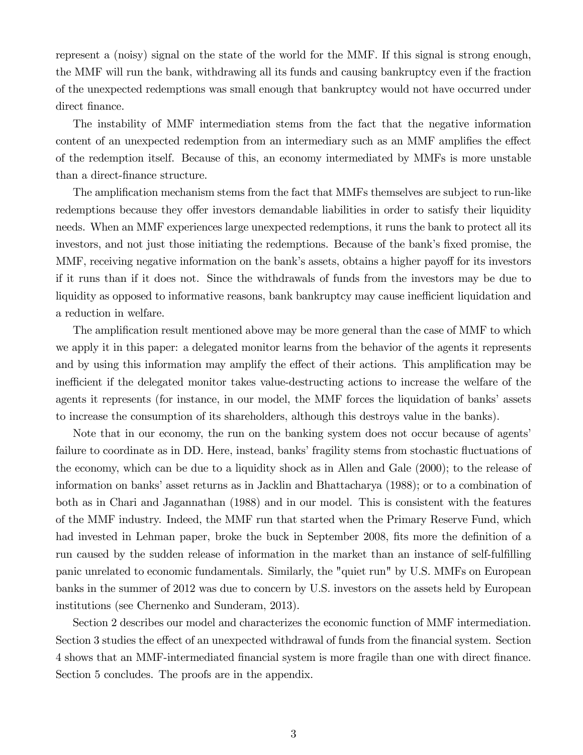represent a (noisy) signal on the state of the world for the MMF. If this signal is strong enough, the MMF will run the bank, withdrawing all its funds and causing bankruptcy even if the fraction of the unexpected redemptions was small enough that bankruptcy would not have occurred under direct finance.

The instability of MMF intermediation stems from the fact that the negative information content of an unexpected redemption from an intermediary such as an MMF amplifies the effect of the redemption itself. Because of this, an economy intermediated by MMFs is more unstable than a direct-finance structure.

The amplification mechanism stems from the fact that MMFs themselves are subject to run-like redemptions because they offer investors demandable liabilities in order to satisfy their liquidity needs. When an MMF experiences large unexpected redemptions, it runs the bank to protect all its investors, and not just those initiating the redemptions. Because of the bank's fixed promise, the MMF, receiving negative information on the bank's assets, obtains a higher payoff for its investors if it runs than if it does not. Since the withdrawals of funds from the investors may be due to liquidity as opposed to informative reasons, bank bankruptcy may cause inefficient liquidation and a reduction in welfare.

The amplification result mentioned above may be more general than the case of MMF to which we apply it in this paper: a delegated monitor learns from the behavior of the agents it represents and by using this information may amplify the effect of their actions. This amplification may be inefficient if the delegated monitor takes value-destructing actions to increase the welfare of the agents it represents (for instance, in our model, the MMF forces the liquidation of banks' assets to increase the consumption of its shareholders, although this destroys value in the banks).

Note that in our economy, the run on the banking system does not occur because of agents' failure to coordinate as in DD. Here, instead, banks' fragility stems from stochastic fluctuations of the economy, which can be due to a liquidity shock as in Allen and Gale (2000); to the release of information on banks' asset returns as in Jacklin and Bhattacharya (1988); or to a combination of both as in Chari and Jagannathan (1988) and in our model. This is consistent with the features of the MMF industry. Indeed, the MMF run that started when the Primary Reserve Fund, which had invested in Lehman paper, broke the buck in September 2008, fits more the definition of a run caused by the sudden release of information in the market than an instance of self-fulfilling panic unrelated to economic fundamentals. Similarly, the "quiet run" by U.S. MMFs on European banks in the summer of 2012 was due to concern by U.S. investors on the assets held by European institutions (see Chernenko and Sunderam, 2013).

Section 2 describes our model and characterizes the economic function of MMF intermediation. Section 3 studies the effect of an unexpected withdrawal of funds from the financial system. Section 4 shows that an MMF-intermediated financial system is more fragile than one with direct finance. Section 5 concludes. The proofs are in the appendix.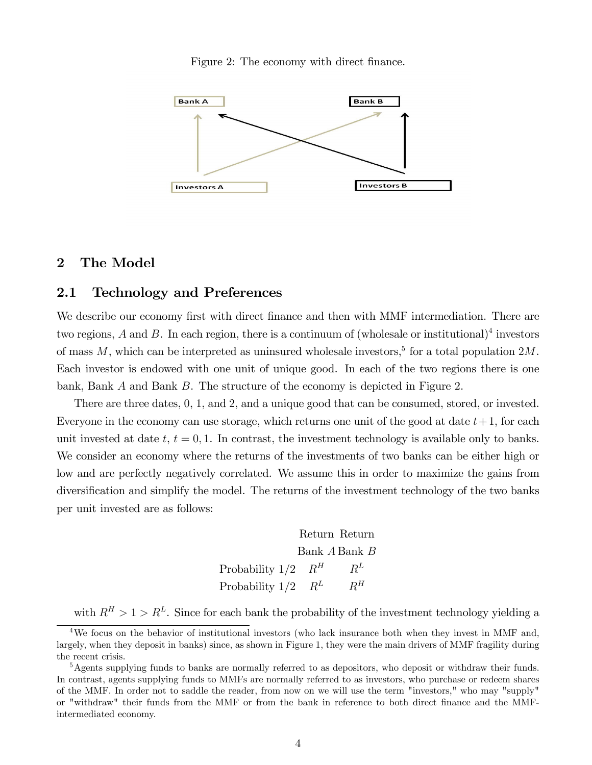Figure 2: The economy with direct finance.

## 2 The Model

### 2.1 Technology and Preferences

We describe our economy first with direct finance and then with MMF intermediation. There are two regions, $A$ and $B$. In each region, there is a continuum of (wholesale or institutional)[4] investors of mass $M$, which can be interpreted as uninsured wholesale investors,[5] for a total population $2M$. Each investor is endowed with one unit of unique good. In each of the two regions there is one bank, Bank $A$ and Bank $B$. The structure of the economy is depicted in Figure 2.

There are three dates, 0, 1, and 2, and a unique good that can be consumed, stored, or invested. Everyone in the economy can use storage, which returns one unit of the good at date $t+1$, for each unit invested at date $t$, $t = 0, 1$. In contrast, the investment technology is available only to banks. We consider an economy where the returns of the investments of two banks can be either high or low and are perfectly negatively correlated. We assume this in order to maximize the gains from diversification and simplify the model. The returns of the investment technology of the two banks per unit invested are as follows:

| | Return Bank $A$ | Return Bank $B$ |
|---|---|---|
| Probability 1/2 | $R^H$ | $R^L$ |
| Probability 1/2 | $R^L$ | $R^H$ |

with $R^H > 1 > R^L$. Since for each bank the probability of the investment technology yielding a

[4] We focus on the behavior of institutional investors (who lack insurance both when they invest in MMF and, largely, when they deposit in banks) since, as shown in Figure 1, they were the main drivers of MMF fragility during the recent crisis.

[5] Agents supplying funds to banks are normally referred to as depositors, who deposit or withdraw their funds. In contrast, agents supplying funds to MMFs are normally referred to as investors, who purchase or redeem shares of the MMF. In order not to saddle the reader, from now on we will use the term "investors," who may "supply" or "withdraw" their funds from the MMF or from the bank in reference to both direct finance and the MMF-intermediated economy.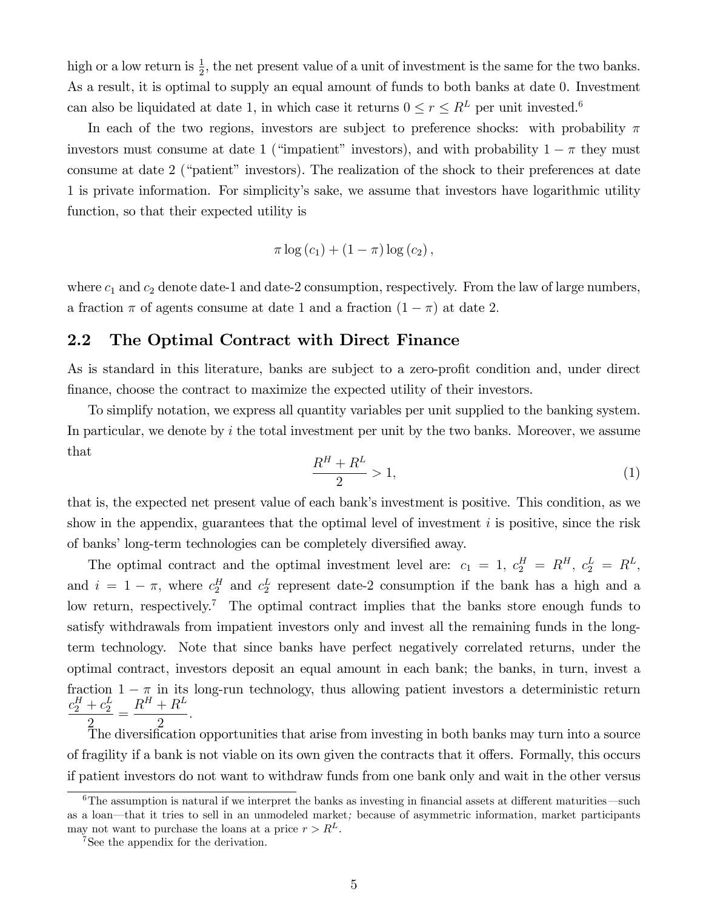high or a low return is $\frac{1}{2}$, the net present value of a unit of investment is the same for the two banks. As a result, it is optimal to supply an equal amount of funds to both banks at date 0. Investment can also be liquidated at date 1, in which case it returns $0 \leq r \leq R^L$ per unit invested.[6]

In each of the two regions, investors are subject to preference shocks: with probability $\pi$ investors must consume at date 1 ("impatient" investors), and with probability $1 - \pi$ they must consume at date 2 ("patient" investors). The realization of the shock to their preferences at date 1 is private information. For simplicity's sake, we assume that investors have logarithmic utility function, so that their expected utility is

$$\pi \log (c_1) + (1 - \pi) \log (c_2),$$

where $c_1$ and $c_2$ denote date-1 and date-2 consumption, respectively. From the law of large numbers, a fraction $\pi$ of agents consume at date 1 and a fraction $(1 - \pi)$ at date 2.

## 2.2 The Optimal Contract with Direct Finance

As is standard in this literature, banks are subject to a zero-profit condition and, under direct finance, choose the contract to maximize the expected utility of their investors.

To simplify notation, we express all quantity variables per unit supplied to the banking system. In particular, we denote by $i$ the total investment per unit by the two banks. Moreover, we assume that

$$\frac{R^H + R^L}{2} > 1, \tag{1}$$

that is, the expected net present value of each bank's investment is positive. This condition, as we show in the appendix, guarantees that the optimal level of investment $i$ is positive, since the risk of banks' long-term technologies can be completely diversified away.

The optimal contract and the optimal investment level are: $c_1 = 1$, $c_2^H = R^H$, $c_2^L = R^L$, and $i = 1 - \pi$, where $c_2^H$ and $c_2^L$ represent date-2 consumption if the bank has a high and a low return, respectively.[7] The optimal contract implies that the banks store enough funds to satisfy withdrawals from impatient investors only and invest all the remaining funds in the long-term technology. Note that since banks have perfect negatively correlated returns, under the optimal contract, investors deposit an equal amount in each bank; the banks, in turn, invest a fraction $1 - \pi$ in its long-run technology, thus allowing patient investors a deterministic return $\frac{c_2^H + c_2^L}{2} = \frac{R^H + R^L}{2}$.

The diversification opportunities that arise from investing in both banks may turn into a source of fragility if a bank is not viable on its own given the contracts that it offers. Formally, this occurs if patient investors do not want to withdraw funds from one bank only and wait in the other versus

[6] The assumption is natural if we interpret the banks as investing in financial assets at different maturities—such as a loan—that it tries to sell in an unmodeled market; because of asymmetric information, market participants may not want to purchase the loans at a price $r > R^L$.

[7] See the appendix for the derivation.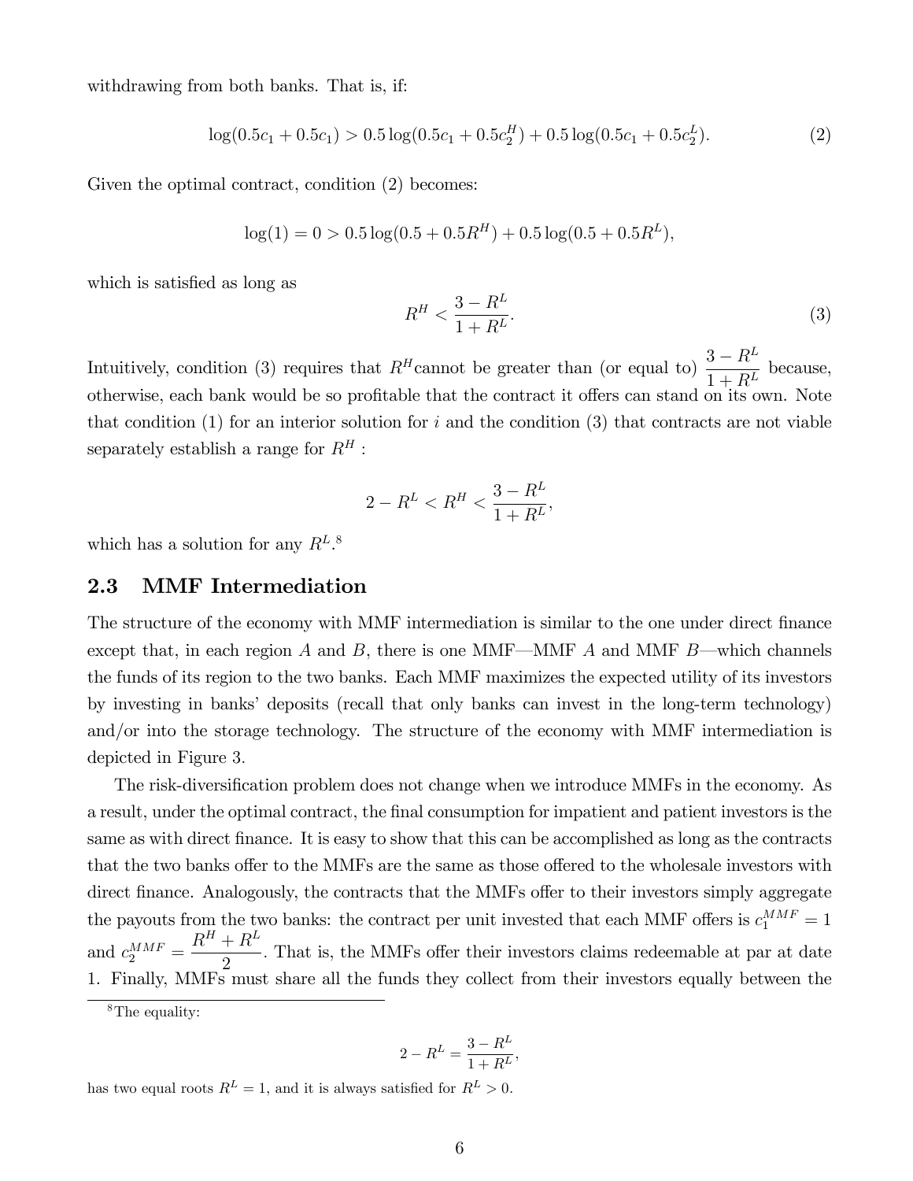withdrawing from both banks. That is, if:

$$\log(0.5c_1 + 0.5c_1) > 0.5 \log(0.5c_1 + 0.5c_2^H) + 0.5 \log(0.5c_1 + 0.5c_2^L). \tag{2}$$

Given the optimal contract, condition (2) becomes:

$$\log(1) = 0 > 0.5 \log(0.5 + 0.5R^H) + 0.5 \log(0.5 + 0.5R^L),$$

which is satisfied as long as

$$R^H < \frac{3 - R^L}{1 + R^L}. \tag{3}$$

Intuitively, condition (3) requires that $R^H$cannot be greater than (or equal to) $\dfrac{3 - R^L}{1 + R^L}$ because, otherwise, each bank would be so profitable that the contract it offers can stand on its own. Note that condition (1) for an interior solution for $i$ and the condition (3) that contracts are not viable separately establish a range for $R^H$ :

$$2 - R^L < R^H < \frac{3 - R^L}{1 + R^L},$$

which has a solution for any $R^L$.[8]

## 2.3 MMF Intermediation

The structure of the economy with MMF intermediation is similar to the one under direct finance except that, in each region $A$ and $B$, there is one MMF—MMF $A$ and MMF $B$—which channels the funds of its region to the two banks. Each MMF maximizes the expected utility of its investors by investing in banks' deposits (recall that only banks can invest in the long-term technology) and/or into the storage technology. The structure of the economy with MMF intermediation is depicted in Figure 3.

The risk-diversification problem does not change when we introduce MMFs in the economy. As a result, under the optimal contract, the final consumption for impatient and patient investors is the same as with direct finance. It is easy to show that this can be accomplished as long as the contracts that the two banks offer to the MMFs are the same as those offered to the wholesale investors with direct finance. Analogously, the contracts that the MMFs offer to their investors simply aggregate the payouts from the two banks: the contract per unit invested that each MMF offers is $c_1^{MMF} = 1$ and $c_2^{MMF} = \dfrac{R^H + R^L}{2}$. That is, the MMFs offer their investors claims redeemable at par at date 1. Finally, MMFs must share all the funds they collect from their investors equally between the

[8] The equality:

$$2 - R^L = \frac{3 - R^L}{1 + R^L},$$

has two equal roots $R^L = 1$, and it is always satisfied for $R^L > 0$.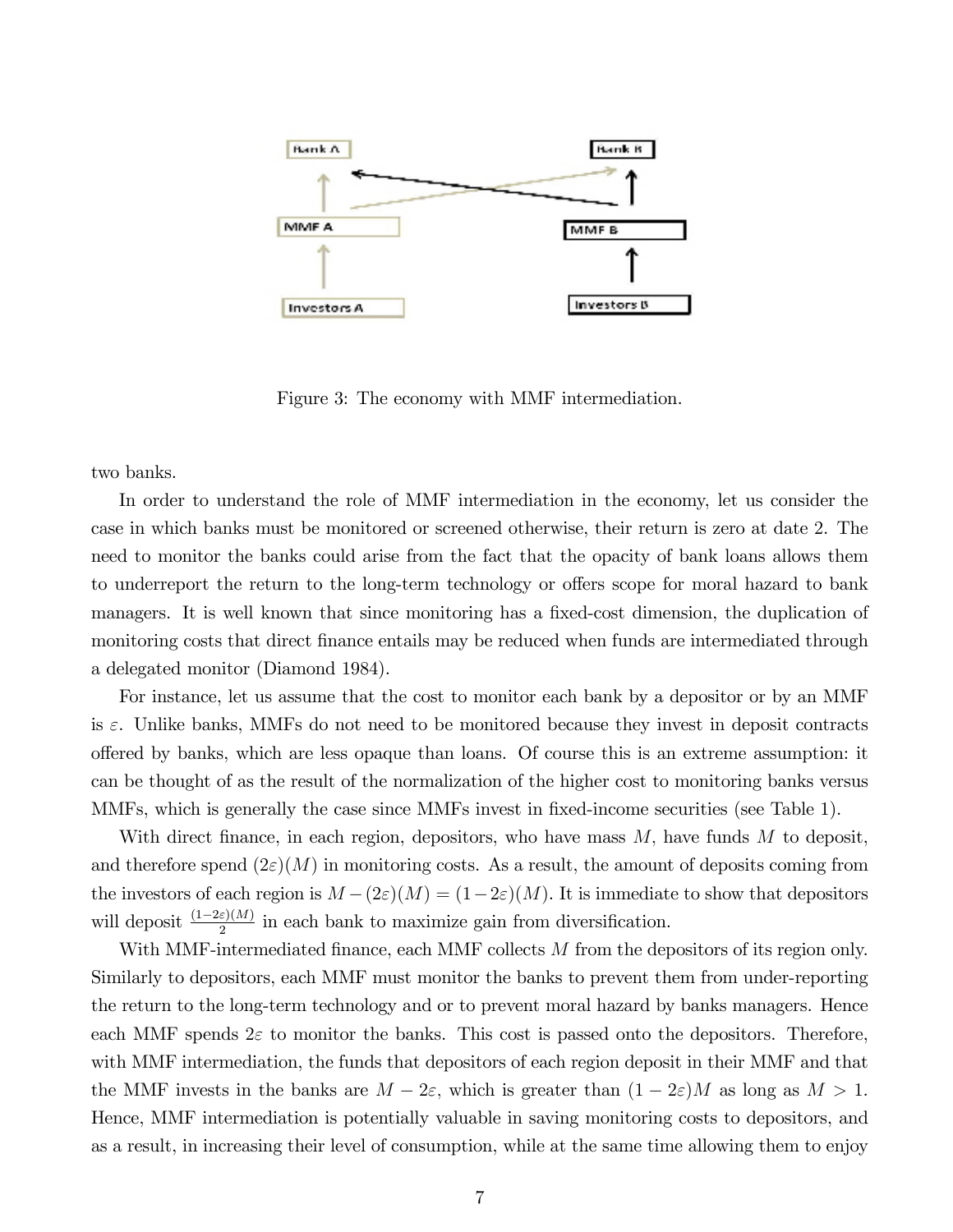Figure 3: The economy with MMF intermediation.

two banks.

In order to understand the role of MMF intermediation in the economy, let us consider the case in which banks must be monitored or screened otherwise, their return is zero at date 2. The need to monitor the banks could arise from the fact that the opacity of bank loans allows them to underreport the return to the long-term technology or offers scope for moral hazard to bank managers. It is well known that since monitoring has a fixed-cost dimension, the duplication of monitoring costs that direct finance entails may be reduced when funds are intermediated through a delegated monitor (Diamond 1984).

For instance, let us assume that the cost to monitor each bank by a depositor or by an MMF is $\varepsilon$. Unlike banks, MMFs do not need to be monitored because they invest in deposit contracts offered by banks, which are less opaque than loans. Of course this is an extreme assumption: it can be thought of as the result of the normalization of the higher cost to monitoring banks versus MMFs, which is generally the case since MMFs invest in fixed-income securities (see Table 1).

With direct finance, in each region, depositors, who have mass $M$, have funds $M$ to deposit, and therefore spend $(2\varepsilon)(M)$ in monitoring costs. As a result, the amount of deposits coming from the investors of each region is $M - (2\varepsilon)(M) = (1-2\varepsilon)(M)$. It is immediate to show that depositors will deposit $\frac{(1-2\varepsilon)(M)}{2}$ in each bank to maximize gain from diversification.

With MMF-intermediated finance, each MMF collects $M$ from the depositors of its region only. Similarly to depositors, each MMF must monitor the banks to prevent them from under-reporting the return to the long-term technology and or to prevent moral hazard by banks managers. Hence each MMF spends $2\varepsilon$ to monitor the banks. This cost is passed onto the depositors. Therefore, with MMF intermediation, the funds that depositors of each region deposit in their MMF and that the MMF invests in the banks are $M - 2\varepsilon$, which is greater than $(1 - 2\varepsilon)M$ as long as $M > 1$. Hence, MMF intermediation is potentially valuable in saving monitoring costs to depositors, and as a result, in increasing their level of consumption, while at the same time allowing them to enjoy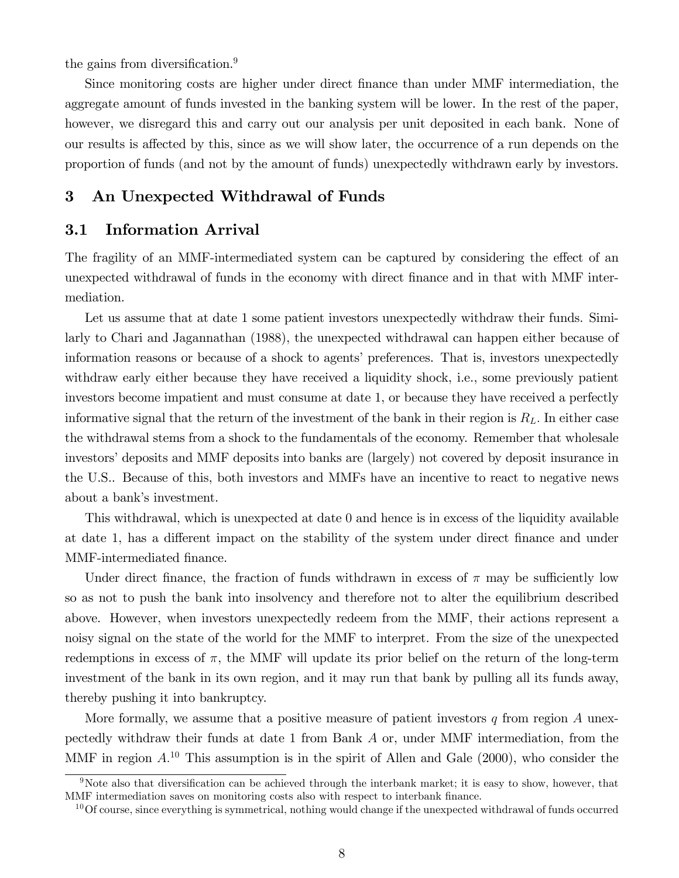the gains from diversification.[9]

Since monitoring costs are higher under direct finance than under MMF intermediation, the aggregate amount of funds invested in the banking system will be lower. In the rest of the paper, however, we disregard this and carry out our analysis per unit deposited in each bank. None of our results is affected by this, since as we will show later, the occurrence of a run depends on the proportion of funds (and not by the amount of funds) unexpectedly withdrawn early by investors.

## 3 An Unexpected Withdrawal of Funds

### 3.1 Information Arrival

The fragility of an MMF-intermediated system can be captured by considering the effect of an unexpected withdrawal of funds in the economy with direct finance and in that with MMF intermediation.

Let us assume that at date 1 some patient investors unexpectedly withdraw their funds. Similarly to Chari and Jagannathan (1988), the unexpected withdrawal can happen either because of information reasons or because of a shock to agents' preferences. That is, investors unexpectedly withdraw early either because they have received a liquidity shock, i.e., some previously patient investors become impatient and must consume at date 1, or because they have received a perfectly informative signal that the return of the investment of the bank in their region is $R_L$. In either case the withdrawal stems from a shock to the fundamentals of the economy. Remember that wholesale investors' deposits and MMF deposits into banks are (largely) not covered by deposit insurance in the U.S.. Because of this, both investors and MMFs have an incentive to react to negative news about a bank's investment.

This withdrawal, which is unexpected at date 0 and hence is in excess of the liquidity available at date 1, has a different impact on the stability of the system under direct finance and under MMF-intermediated finance.

Under direct finance, the fraction of funds withdrawn in excess of $\pi$ may be sufficiently low so as not to push the bank into insolvency and therefore not to alter the equilibrium described above. However, when investors unexpectedly redeem from the MMF, their actions represent a noisy signal on the state of the world for the MMF to interpret. From the size of the unexpected redemptions in excess of $\pi$, the MMF will update its prior belief on the return of the long-term investment of the bank in its own region, and it may run that bank by pulling all its funds away, thereby pushing it into bankruptcy.

More formally, we assume that a positive measure of patient investors $q$ from region $A$ unexpectedly withdraw their funds at date 1 from Bank $A$ or, under MMF intermediation, from the MMF in region $A$.[10] This assumption is in the spirit of Allen and Gale (2000), who consider the

[9] Note also that diversification can be achieved through the interbank market; it is easy to show, however, that MMF intermediation saves on monitoring costs also with respect to interbank finance.

[10] Of course, since everything is symmetrical, nothing would change if the unexpected withdrawal of funds occurred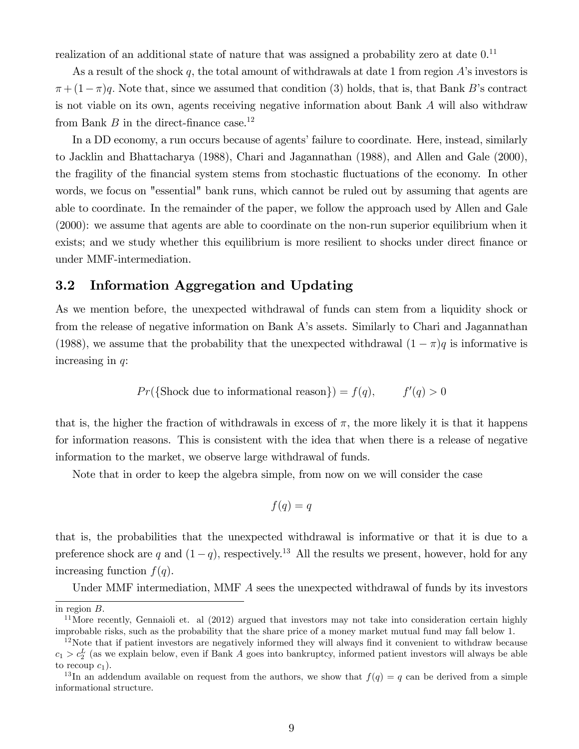realization of an additional state of nature that was assigned a probability zero at date 0.[11]

As a result of the shock $q$, the total amount of withdrawals at date 1 from region $A$'s investors is $\pi + (1-\pi)q$. Note that, since we assumed that condition (3) holds, that is, that Bank $B$'s contract is not viable on its own, agents receiving negative information about Bank $A$ will also withdraw from Bank $B$ in the direct-finance case.[12]

In a DD economy, a run occurs because of agents' failure to coordinate. Here, instead, similarly to Jacklin and Bhattacharya (1988), Chari and Jagannathan (1988), and Allen and Gale (2000), the fragility of the financial system stems from stochastic fluctuations of the economy. In other words, we focus on "essential" bank runs, which cannot be ruled out by assuming that agents are able to coordinate. In the remainder of the paper, we follow the approach used by Allen and Gale (2000): we assume that agents are able to coordinate on the non-run superior equilibrium when it exists; and we study whether this equilibrium is more resilient to shocks under direct finance or under MMF-intermediation.

## 3.2 Information Aggregation and Updating

As we mention before, the unexpected withdrawal of funds can stem from a liquidity shock or from the release of negative information on Bank A's assets. Similarly to Chari and Jagannathan (1988), we assume that the probability that the unexpected withdrawal $(1-\pi)q$ is informative is increasing in $q$:

$$Pr(\{\text{Shock due to informational reason}\}) = f(q), \qquad f'(q) > 0$$

that is, the higher the fraction of withdrawals in excess of $\pi$, the more likely it is that it happens for information reasons. This is consistent with the idea that when there is a release of negative information to the market, we observe large withdrawal of funds.

Note that in order to keep the algebra simple, from now on we will consider the case

$$f(q) = q$$

that is, the probabilities that the unexpected withdrawal is informative or that it is due to a preference shock are $q$ and $(1-q)$, respectively.[13] All the results we present, however, hold for any increasing function $f(q)$.

Under MMF intermediation, MMF $A$ sees the unexpected withdrawal of funds by its investors

in region $B$.

[11] More recently, Gennaioli et. al (2012) argued that investors may not take into consideration certain highly improbable risks, such as the probability that the share price of a money market mutual fund may fall below 1.

[12] Note that if patient investors are negatively informed they will always find it convenient to withdraw because $c_1 > c_2^L$ (as we explain below, even if Bank $A$ goes into bankruptcy, informed patient investors will always be able to recoup $c_1$).

[13] In an addendum available on request from the authors, we show that $f(q) = q$ can be derived from a simple informational structure.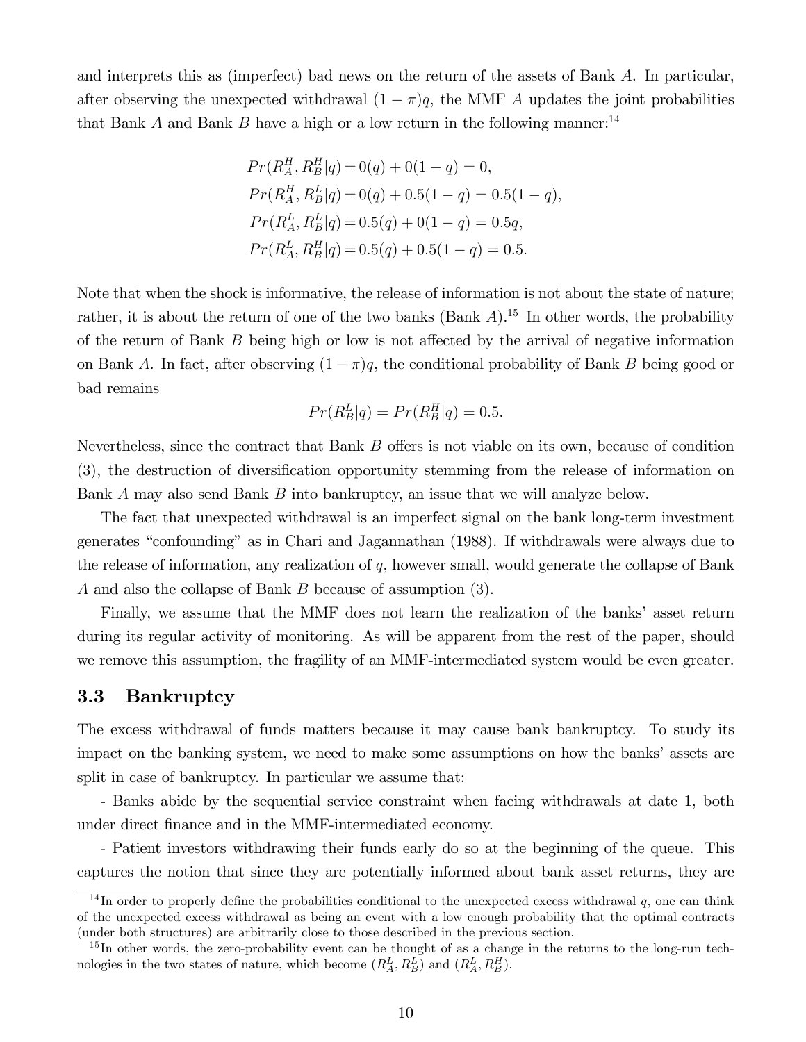and interprets this as (imperfect) bad news on the return of the assets of Bank $A$. In particular, after observing the unexpected withdrawal $(1-\pi)q$, the MMF $A$ updates the joint probabilities that Bank $A$ and Bank $B$ have a high or a low return in the following manner:[14]

$$
\begin{aligned}
Pr(R_A^H, R_B^H|q) &= 0(q) + 0(1-q) = 0, \\
Pr(R_A^H, R_B^L|q) &= 0(q) + 0.5(1-q) = 0.5(1-q), \\
Pr(R_A^L, R_B^L|q) &= 0.5(q) + 0(1-q) = 0.5q, \\
Pr(R_A^L, R_B^H|q) &= 0.5(q) + 0.5(1-q) = 0.5.
\end{aligned}
$$

Note that when the shock is informative, the release of information is not about the state of nature; rather, it is about the return of one of the two banks (Bank $A$).[15] In other words, the probability of the return of Bank $B$ being high or low is not affected by the arrival of negative information on Bank $A$. In fact, after observing $(1-\pi)q$, the conditional probability of Bank $B$ being good or bad remains

$$
Pr(R_B^L|q) = Pr(R_B^H|q) = 0.5.
$$

Nevertheless, since the contract that Bank $B$ offers is not viable on its own, because of condition (3), the destruction of diversification opportunity stemming from the release of information on Bank $A$ may also send Bank $B$ into bankruptcy, an issue that we will analyze below.

The fact that unexpected withdrawal is an imperfect signal on the bank long-term investment generates "confounding" as in Chari and Jagannathan (1988). If withdrawals were always due to the release of information, any realization of $q$, however small, would generate the collapse of Bank $A$ and also the collapse of Bank $B$ because of assumption (3).

Finally, we assume that the MMF does not learn the realization of the banks' asset return during its regular activity of monitoring. As will be apparent from the rest of the paper, should we remove this assumption, the fragility of an MMF-intermediated system would be even greater.

## 3.3 Bankruptcy

The excess withdrawal of funds matters because it may cause bank bankruptcy. To study its impact on the banking system, we need to make some assumptions on how the banks' assets are split in case of bankruptcy. In particular we assume that:

- Banks abide by the sequential service constraint when facing withdrawals at date 1, both under direct finance and in the MMF-intermediated economy.

- Patient investors withdrawing their funds early do so at the beginning of the queue. This captures the notion that since they are potentially informed about bank asset returns, they are

[14] In order to properly define the probabilities conditional to the unexpected excess withdrawal $q$, one can think of the unexpected excess withdrawal as being an event with a low enough probability that the optimal contracts (under both structures) are arbitrarily close to those described in the previous section.

[15] In other words, the zero-probability event can be thought of as a change in the returns to the long-run technologies in the two states of nature, which become $(R_A^L, R_B^L)$ and $(R_A^L, R_B^H)$.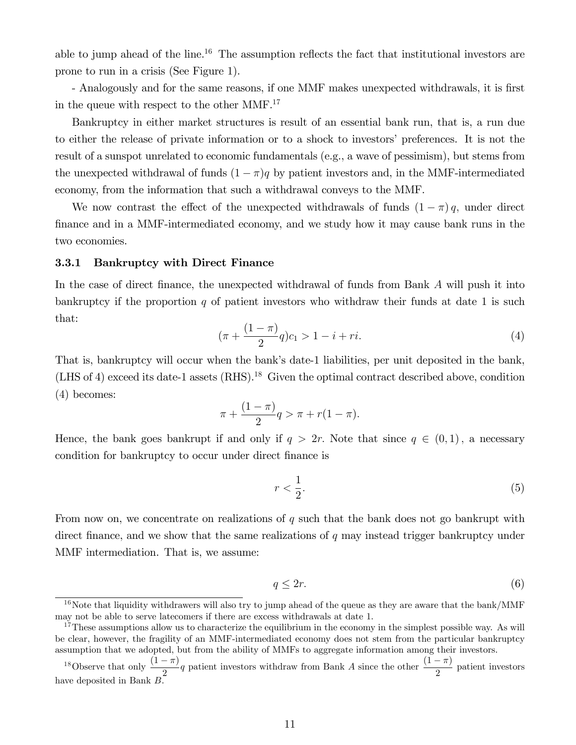able to jump ahead of the line.[16] The assumption reflects the fact that institutional investors are prone to run in a crisis (See Figure 1).

- Analogously and for the same reasons, if one MMF makes unexpected withdrawals, it is first in the queue with respect to the other MMF.[17]

Bankruptcy in either market structures is result of an essential bank run, that is, a run due to either the release of private information or to a shock to investors' preferences. It is not the result of a sunspot unrelated to economic fundamentals (e.g., a wave of pessimism), but stems from the unexpected withdrawal of funds $(1-\pi)q$ by patient investors and, in the MMF-intermediated economy, from the information that such a withdrawal conveys to the MMF.

We now contrast the effect of the unexpected withdrawals of funds $(1-\pi)\,q$, under direct finance and in a MMF-intermediated economy, and we study how it may cause bank runs in the two economies.

### 3.3.1 Bankruptcy with Direct Finance

In the case of direct finance, the unexpected withdrawal of funds from Bank $A$ will push it into bankruptcy if the proportion $q$ of patient investors who withdraw their funds at date 1 is such that:

$$(\pi + \frac{(1-\pi)}{2}q)c_1 > 1 - i + ri. \tag{4}$$

That is, bankruptcy will occur when the bank's date-1 liabilities, per unit deposited in the bank, (LHS of 4) exceed its date-1 assets (RHS).[18] Given the optimal contract described above, condition (4) becomes:

$$\pi + \frac{(1-\pi)}{2}q > \pi + r(1-\pi).$$

Hence, the bank goes bankrupt if and only if $q > 2r$. Note that since $q \in (0,1)$, a necessary condition for bankruptcy to occur under direct finance is

$$r < \frac{1}{2}. \tag{5}$$

From now on, we concentrate on realizations of $q$ such that the bank does not go bankrupt with direct finance, and we show that the same realizations of $q$ may instead trigger bankruptcy under MMF intermediation. That is, we assume:

$$q \leq 2r. \tag{6}$$

[16] Note that liquidity withdrawers will also try to jump ahead of the queue as they are aware that the bank/MMF may not be able to serve latecomers if there are excess withdrawals at date 1.

[17] These assumptions allow us to characterize the equilibrium in the economy in the simplest possible way. As will be clear, however, the fragility of an MMF-intermediated economy does not stem from the particular bankruptcy assumption that we adopted, but from the ability of MMFs to aggregate information among their investors.

[18] Observe that only $\frac{(1-\pi)}{2}q$ patient investors withdraw from Bank $A$ since the other $\frac{(1-\pi)}{2}$ patient investors have deposited in Bank $B$.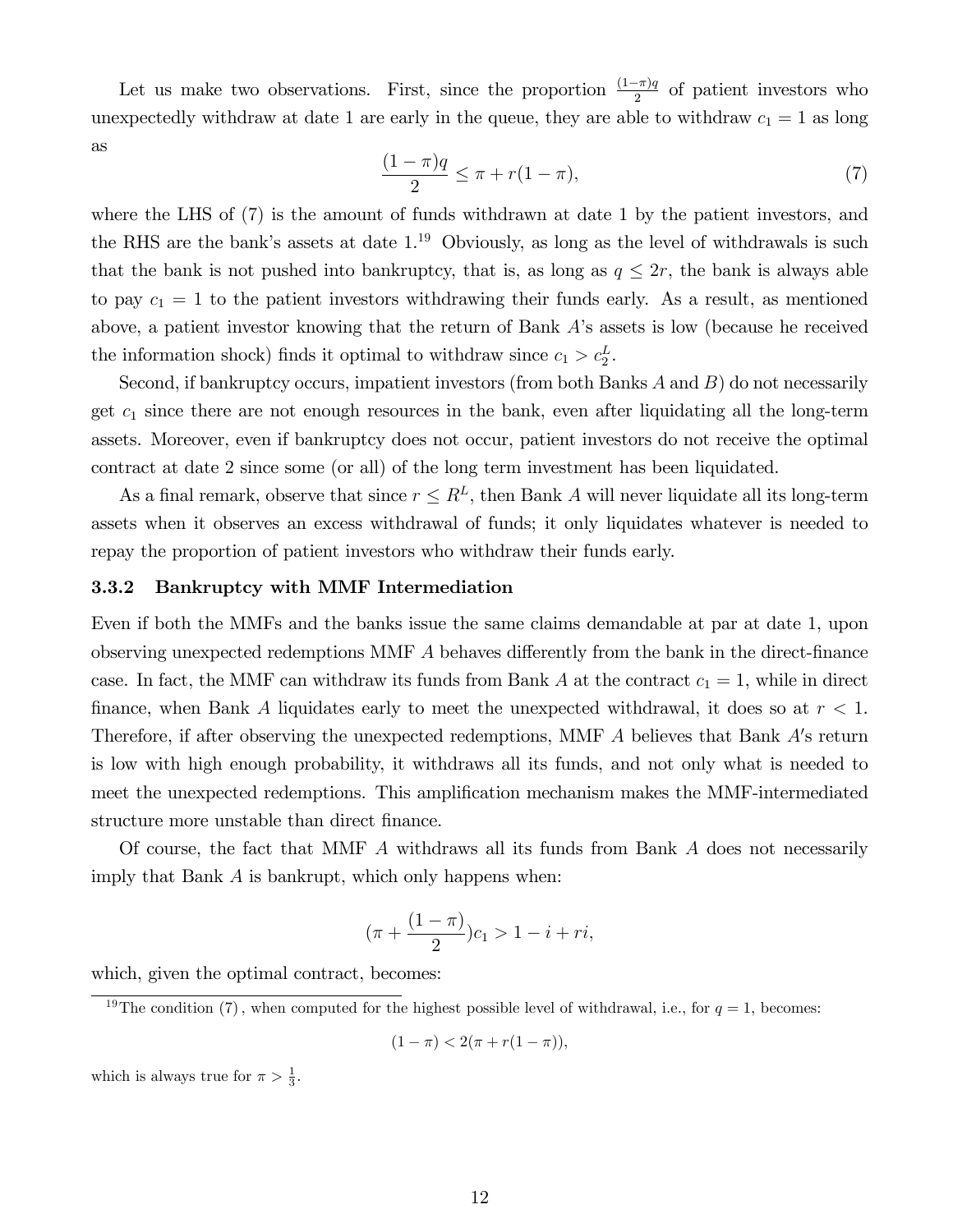Let us make two observations. First, since the proportion $\frac{(1-\pi)q}{2}$ of patient investors who unexpectedly withdraw at date 1 are early in the queue, they are able to withdraw $c_1 = 1$ as long as

$$\frac{(1-\pi)q}{2} \leq \pi + r(1-\pi), \tag{7}$$

where the LHS of (7) is the amount of funds withdrawn at date 1 by the patient investors, and the RHS are the bank's assets at date 1.[19] Obviously, as long as the level of withdrawals is such that the bank is not pushed into bankruptcy, that is, as long as $q \leq 2r$, the bank is always able to pay $c_1 = 1$ to the patient investors withdrawing their funds early. As a result, as mentioned above, a patient investor knowing that the return of Bank $A$'s assets is low (because he received the information shock) finds it optimal to withdraw since $c_1 > c_2^L$.

Second, if bankruptcy occurs, impatient investors (from both Banks $A$ and $B$) do not necessarily get $c_1$ since there are not enough resources in the bank, even after liquidating all the long-term assets. Moreover, even if bankruptcy does not occur, patient investors do not receive the optimal contract at date 2 since some (or all) of the long term investment has been liquidated.

As a final remark, observe that since $r \leq R^L$, then Bank $A$ will never liquidate all its long-term assets when it observes an excess withdrawal of funds; it only liquidates whatever is needed to repay the proportion of patient investors who withdraw their funds early.

### 3.3.2 Bankruptcy with MMF Intermediation

Even if both the MMFs and the banks issue the same claims demandable at par at date 1, upon observing unexpected redemptions MMF $A$ behaves differently from the bank in the direct-finance case. In fact, the MMF can withdraw its funds from Bank $A$ at the contract $c_1 = 1$, while in direct finance, when Bank $A$ liquidates early to meet the unexpected withdrawal, it does so at $r < 1$. Therefore, if after observing the unexpected redemptions, MMF $A$ believes that Bank $A$'s return is low with high enough probability, it withdraws all its funds, and not only what is needed to meet the unexpected redemptions. This amplification mechanism makes the MMF-intermediated structure more unstable than direct finance.

Of course, the fact that MMF $A$ withdraws all its funds from Bank $A$ does not necessarily imply that Bank $A$ is bankrupt, which only happens when:

$$(\pi + \frac{(1-\pi)}{2})c_1 > 1 - i + ri,$$

which, given the optimal contract, becomes:

[19] The condition (7), when computed for the highest possible level of withdrawal, i.e., for $q = 1$, becomes:

$$(1-\pi) < 2(\pi + r(1-\pi)),$$

which is always true for $\pi > \frac{1}{3}$.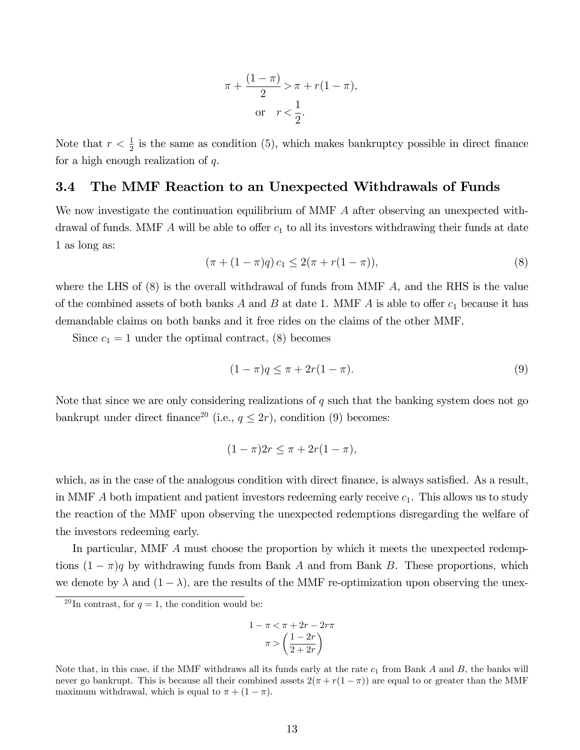$$\pi + \frac{(1-\pi)}{2} > \pi + r(1-\pi),$$
$$\text{or} \quad r < \frac{1}{2}.$$

Note that $r < \frac{1}{2}$ is the same as condition (5), which makes bankruptcy possible in direct finance for a high enough realization of $q$.

### 3.4 The MMF Reaction to an Unexpected Withdrawals of Funds

We now investigate the continuation equilibrium of MMF $A$ after observing an unexpected withdrawal of funds. MMF $A$ will be able to offer $c_1$ to all its investors withdrawing their funds at date 1 as long as:

$$(\pi + (1-\pi)q)\, c_1 \leq 2(\pi + r(1-\pi)), \tag{8}$$

where the LHS of (8) is the overall withdrawal of funds from MMF $A$, and the RHS is the value of the combined assets of both banks $A$ and $B$ at date 1. MMF $A$ is able to offer $c_1$ because it has demandable claims on both banks and it free rides on the claims of the other MMF.

Since $c_1 = 1$ under the optimal contract, (8) becomes

$$(1-\pi)q \leq \pi + 2r(1-\pi). \tag{9}$$

Note that since we are only considering realizations of $q$ such that the banking system does not go bankrupt under direct finance[20] (i.e., $q \leq 2r$), condition (9) becomes:

$$(1-\pi)2r \leq \pi + 2r(1-\pi),$$

which, as in the case of the analogous condition with direct finance, is always satisfied. As a result, in MMF $A$ both impatient and patient investors redeeming early receive $c_1$. This allows us to study the reaction of the MMF upon observing the unexpected redemptions disregarding the welfare of the investors redeeming early.

In particular, MMF $A$ must choose the proportion by which it meets the unexpected redemptions $(1-\pi)q$ by withdrawing funds from Bank $A$ and from Bank $B$. These proportions, which we denote by $\lambda$ and $(1-\lambda)$, are the results of the MMF re-optimization upon observing the unex-

---

[20] In contrast, for $q = 1$, the condition would be:

$$1 - \pi < \pi + 2r - 2r\pi$$
$$\pi > \left(\frac{1-2r}{2+2r}\right)$$

Note that, in this case, if the MMF withdraws all its funds early at the rate $c_1$ from Bank $A$ and $B$, the banks will never go bankrupt. This is because all their combined assets $2(\pi + r(1-\pi))$ are equal to or greater than the MMF maximum withdrawal, which is equal to $\pi + (1-\pi)$.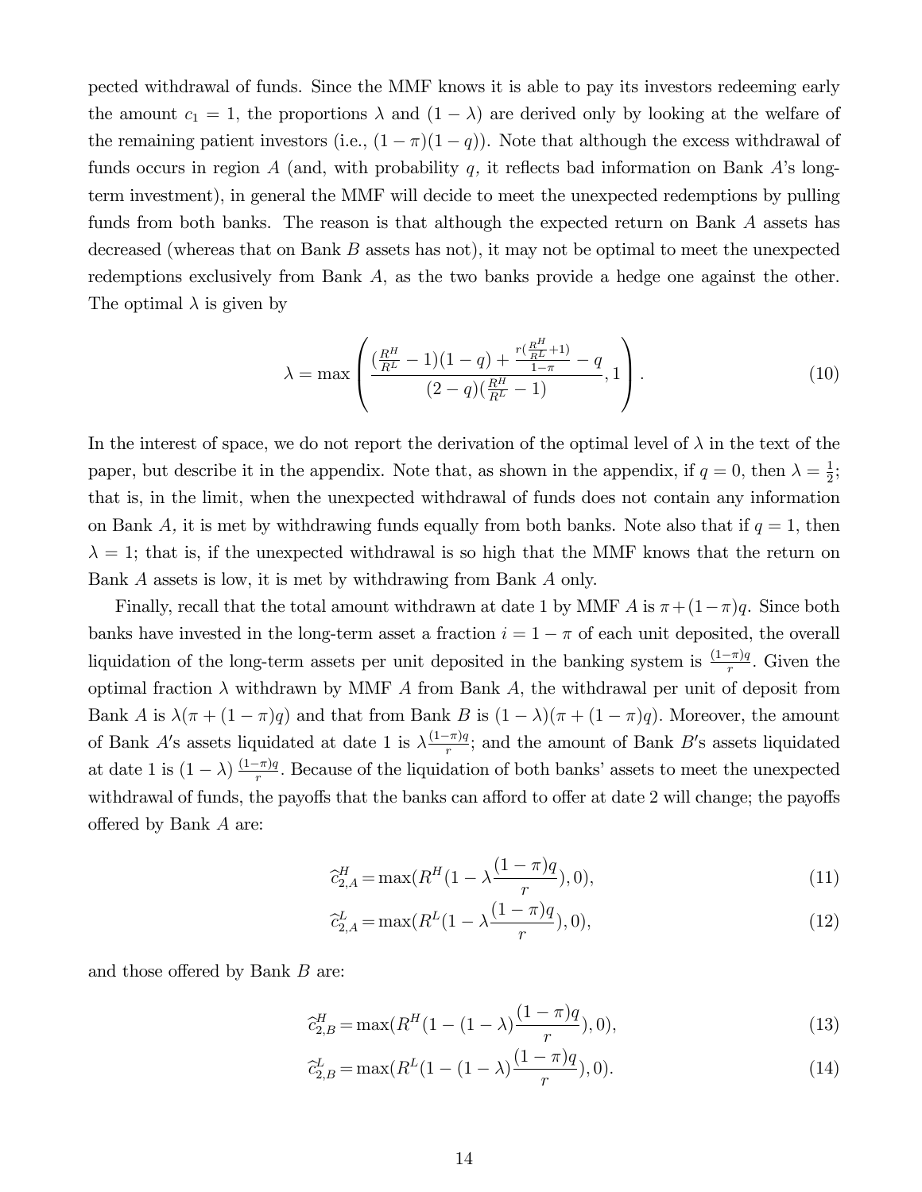pected withdrawal of funds. Since the MMF knows it is able to pay its investors redeeming early the amount $c_1 = 1$, the proportions $\lambda$ and $(1-\lambda)$ are derived only by looking at the welfare of the remaining patient investors (i.e., $(1-\pi)(1-q)$). Note that although the excess withdrawal of funds occurs in region $A$ (and, with probability $q$, it reflects bad information on Bank $A$'s long-term investment), in general the MMF will decide to meet the unexpected redemptions by pulling funds from both banks. The reason is that although the expected return on Bank $A$ assets has decreased (whereas that on Bank $B$ assets has not), it may not be optimal to meet the unexpected redemptions exclusively from Bank $A$, as the two banks provide a hedge one against the other. The optimal $\lambda$ is given by

$$\lambda = \max\left(\frac{(\frac{R^H}{R^L}-1)(1-q)+\frac{r(\frac{R^H}{R^L}+1)}{1-\pi}-q}{(2-q)(\frac{R^H}{R^L}-1)}, 1\right). \tag{10}$$

In the interest of space, we do not report the derivation of the optimal level of $\lambda$ in the text of the paper, but describe it in the appendix. Note that, as shown in the appendix, if $q = 0$, then $\lambda = \frac{1}{2}$; that is, in the limit, when the unexpected withdrawal of funds does not contain any information on Bank $A$, it is met by withdrawing funds equally from both banks. Note also that if $q = 1$, then $\lambda = 1$; that is, if the unexpected withdrawal is so high that the MMF knows that the return on Bank $A$ assets is low, it is met by withdrawing from Bank $A$ only.

Finally, recall that the total amount withdrawn at date 1 by MMF $A$ is $\pi + (1-\pi)q$. Since both banks have invested in the long-term asset a fraction $i = 1-\pi$ of each unit deposited, the overall liquidation of the long-term assets per unit deposited in the banking system is $\frac{(1-\pi)q}{r}$. Given the optimal fraction $\lambda$ withdrawn by MMF $A$ from Bank $A$, the withdrawal per unit of deposit from Bank $A$ is $\lambda(\pi + (1-\pi)q)$ and that from Bank $B$ is $(1-\lambda)(\pi + (1-\pi)q)$. Moreover, the amount of Bank $A'$s assets liquidated at date 1 is $\lambda\frac{(1-\pi)q}{r}$; and the amount of Bank $B'$s assets liquidated at date 1 is $(1-\lambda)\frac{(1-\pi)q}{r}$. Because of the liquidation of both banks' assets to meet the unexpected withdrawal of funds, the payoffs that the banks can afford to offer at date 2 will change; the payoffs offered by Bank $A$ are:

$$\widehat{c}^H_{2,A} = \max(R^H(1-\lambda\frac{(1-\pi)q}{r}), 0), \tag{11}$$

$$\widehat{c}^L_{2,A} = \max(R^L(1-\lambda\frac{(1-\pi)q}{r}), 0), \tag{12}$$

and those offered by Bank $B$ are:

$$\widehat{c}^H_{2,B} = \max(R^H(1-(1-\lambda)\frac{(1-\pi)q}{r}), 0), \tag{13}$$

$$\widehat{c}^L_{2,B} = \max(R^L(1-(1-\lambda)\frac{(1-\pi)q}{r}), 0). \tag{14}$$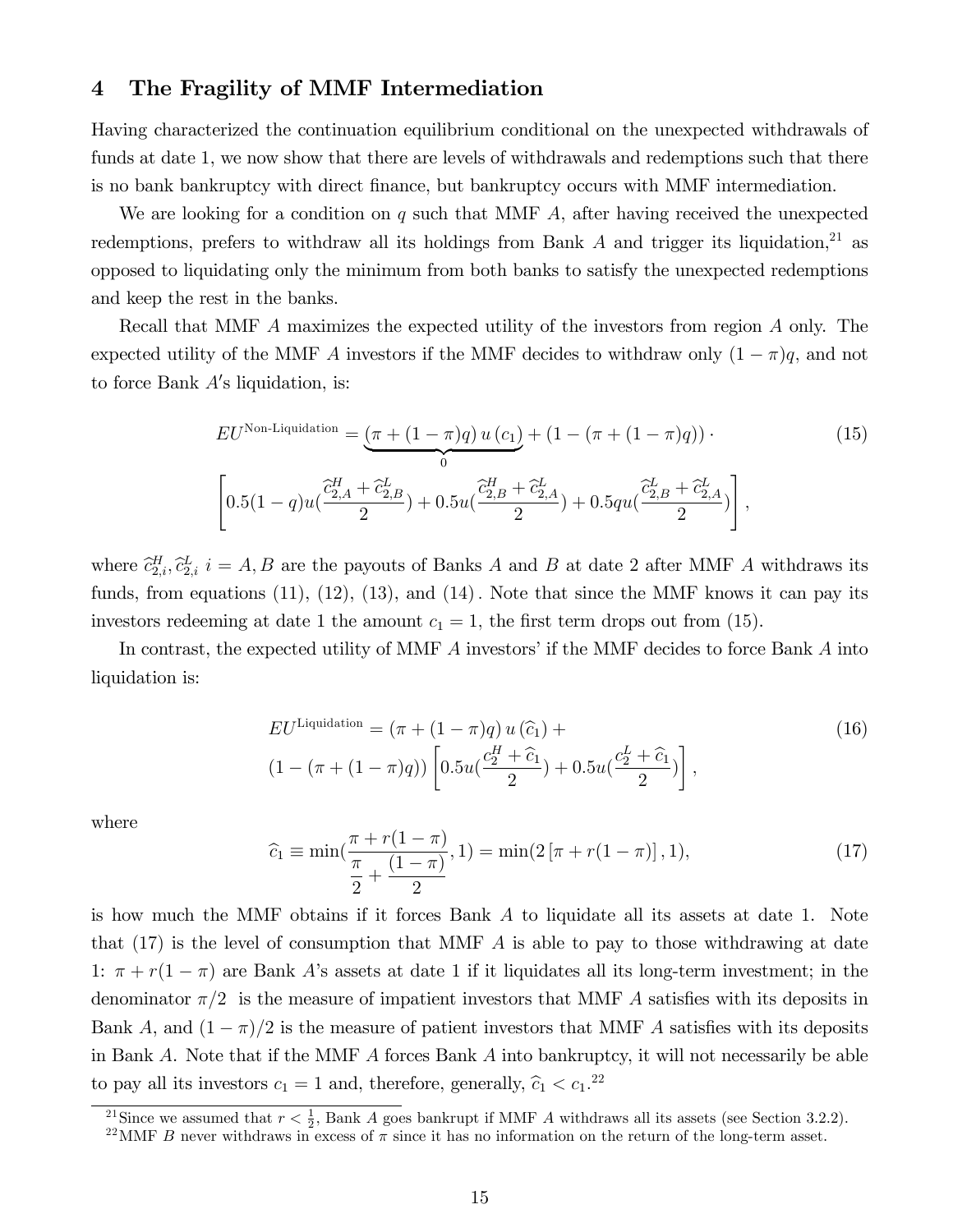# 4 The Fragility of MMF Intermediation

Having characterized the continuation equilibrium conditional on the unexpected withdrawals of funds at date 1, we now show that there are levels of withdrawals and redemptions such that there is no bank bankruptcy with direct finance, but bankruptcy occurs with MMF intermediation.

We are looking for a condition on $q$ such that MMF $A$, after having received the unexpected redemptions, prefers to withdraw all its holdings from Bank $A$ and trigger its liquidation,[21] as opposed to liquidating only the minimum from both banks to satisfy the unexpected redemptions and keep the rest in the banks.

Recall that MMF $A$ maximizes the expected utility of the investors from region $A$ only. The expected utility of the MMF $A$ investors if the MMF decides to withdraw only $(1-\pi)q$, and not to force Bank $A$'s liquidation, is:

$$EU^{\text{Non-Liquidation}} = \underbrace{(\pi + (1-\pi)q)\, u\,(c_1)}_{0} + (1 - (\pi + (1-\pi)q)) \cdot \tag{15}$$
$$\left[0.5(1-q)u\left(\frac{\widehat{c}^{H}_{2,A} + \widehat{c}^{L}_{2,B}}{2}\right) + 0.5u\left(\frac{\widehat{c}^{H}_{2,B} + \widehat{c}^{L}_{2,A}}{2}\right) + 0.5qu\left(\frac{\widehat{c}^{L}_{2,B} + \widehat{c}^{L}_{2,A}}{2}\right)\right],$$

where $\widehat{c}^{H}_{2,i}, \widehat{c}^{L}_{2,i}$ $i = A, B$ are the payouts of Banks $A$ and $B$ at date 2 after MMF $A$ withdraws its funds, from equations (11), (12), (13), and (14). Note that since the MMF knows it can pay its investors redeeming at date 1 the amount $c_1 = 1$, the first term drops out from (15).

In contrast, the expected utility of MMF $A$ investors' if the MMF decides to force Bank $A$ into liquidation is:

$$EU^{\text{Liquidation}} = (\pi + (1-\pi)q)\, u\,(\widehat{c}_1) + \tag{16}$$
$$(1 - (\pi + (1-\pi)q)) \left[0.5u\left(\frac{c^{H}_{2} + \widehat{c}_1}{2}\right) + 0.5u\left(\frac{c^{L}_{2} + \widehat{c}_1}{2}\right)\right],$$

where

$$\widehat{c}_1 \equiv \min\left(\frac{\pi + r(1-\pi)}{\dfrac{\pi}{2} + \dfrac{(1-\pi)}{2}}, 1\right) = \min(2\left[\pi + r(1-\pi)\right], 1), \tag{17}$$

is how much the MMF obtains if it forces Bank $A$ to liquidate all its assets at date 1. Note that (17) is the level of consumption that MMF $A$ is able to pay to those withdrawing at date 1: $\pi + r(1-\pi)$ are Bank $A$'s assets at date 1 if it liquidates all its long-term investment; in the denominator $\pi/2$ is the measure of impatient investors that MMF $A$ satisfies with its deposits in Bank $A$, and $(1-\pi)/2$ is the measure of patient investors that MMF $A$ satisfies with its deposits in Bank $A$. Note that if the MMF $A$ forces Bank $A$ into bankruptcy, it will not necessarily be able to pay all its investors $c_1 = 1$ and, therefore, generally, $\widehat{c}_1 < c_1$.[22]

[21] Since we assumed that $r < \frac{1}{2}$, Bank $A$ goes bankrupt if MMF $A$ withdraws all its assets (see Section 3.2.2).

[22] MMF $B$ never withdraws in excess of $\pi$ since it has no information on the return of the long-term asset.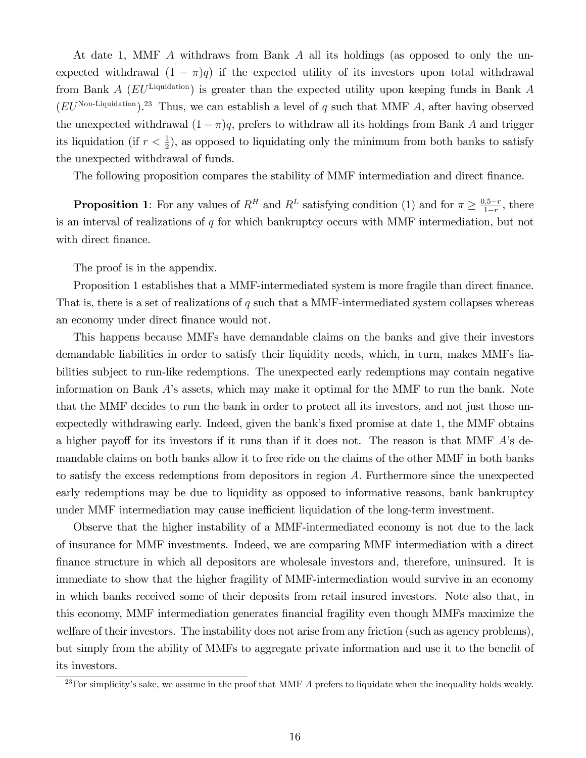At date 1, MMF $A$ withdraws from Bank $A$ all its holdings (as opposed to only the unexpected withdrawal $(1-\pi)q$) if the expected utility of its investors upon total withdrawal from Bank $A$ ($EU^{\text{Liquidation}}$) is greater than the expected utility upon keeping funds in Bank $A$ ($EU^{\text{Non-Liquidation}}$).[23] Thus, we can establish a level of $q$ such that MMF $A$, after having observed the unexpected withdrawal $(1-\pi)q$, prefers to withdraw all its holdings from Bank $A$ and trigger its liquidation (if $r < \frac{1}{2}$), as opposed to liquidating only the minimum from both banks to satisfy the unexpected withdrawal of funds.

The following proposition compares the stability of MMF intermediation and direct finance.

**Proposition 1**: For any values of $R^H$ and $R^L$ satisfying condition (1) and for $\pi \geq \frac{0.5-r}{1-r}$, there is an interval of realizations of $q$ for which bankruptcy occurs with MMF intermediation, but not with direct finance.

The proof is in the appendix.

Proposition 1 establishes that a MMF-intermediated system is more fragile than direct finance. That is, there is a set of realizations of $q$ such that a MMF-intermediated system collapses whereas an economy under direct finance would not.

This happens because MMFs have demandable claims on the banks and give their investors demandable liabilities in order to satisfy their liquidity needs, which, in turn, makes MMFs liabilities subject to run-like redemptions. The unexpected early redemptions may contain negative information on Bank $A$'s assets, which may make it optimal for the MMF to run the bank. Note that the MMF decides to run the bank in order to protect all its investors, and not just those unexpectedly withdrawing early. Indeed, given the bank's fixed promise at date 1, the MMF obtains a higher payoff for its investors if it runs than if it does not. The reason is that MMF $A$'s demandable claims on both banks allow it to free ride on the claims of the other MMF in both banks to satisfy the excess redemptions from depositors in region $A$. Furthermore since the unexpected early redemptions may be due to liquidity as opposed to informative reasons, bank bankruptcy under MMF intermediation may cause inefficient liquidation of the long-term investment.

Observe that the higher instability of a MMF-intermediated economy is not due to the lack of insurance for MMF investments. Indeed, we are comparing MMF intermediation with a direct finance structure in which all depositors are wholesale investors and, therefore, uninsured. It is immediate to show that the higher fragility of MMF-intermediation would survive in an economy in which banks received some of their deposits from retail insured investors. Note also that, in this economy, MMF intermediation generates financial fragility even though MMFs maximize the welfare of their investors. The instability does not arise from any friction (such as agency problems), but simply from the ability of MMFs to aggregate private information and use it to the benefit of its investors.

[23] For simplicity's sake, we assume in the proof that MMF $A$ prefers to liquidate when the inequality holds weakly.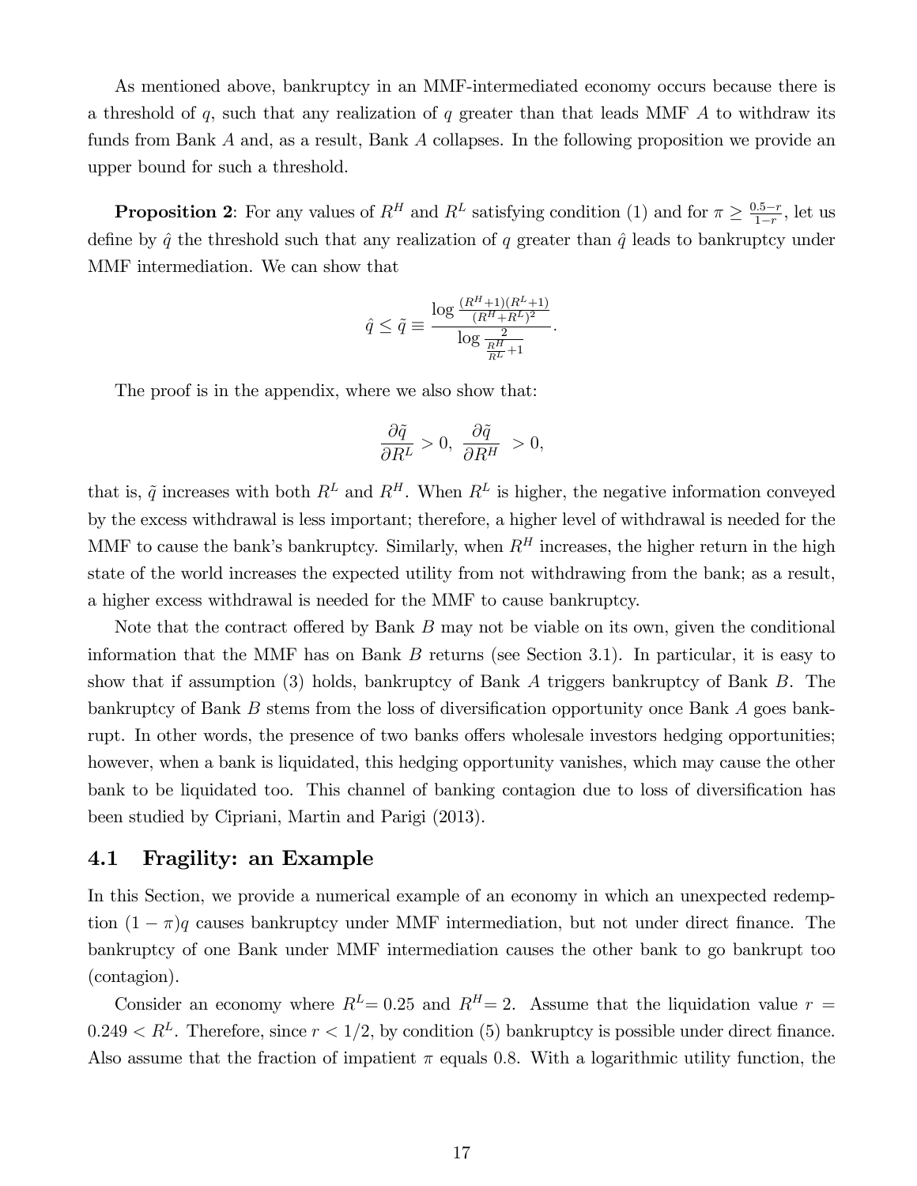As mentioned above, bankruptcy in an MMF-intermediated economy occurs because there is a threshold of $q$, such that any realization of $q$ greater than that leads MMF $A$ to withdraw its funds from Bank $A$ and, as a result, Bank $A$ collapses. In the following proposition we provide an upper bound for such a threshold.

**Proposition 2**: For any values of $R^H$ and $R^L$ satisfying condition (1) and for $\pi \geq \frac{0.5-r}{1-r}$, let us define by $\hat{q}$ the threshold such that any realization of $q$ greater than $\hat{q}$ leads to bankruptcy under MMF intermediation. We can show that

$$\hat{q} \leq \tilde{q} \equiv \frac{\log \frac{(R^H+1)(R^L+1)}{(R^H+R^L)^2}}{\log \frac{2}{\frac{R^H}{R^L}+1}}.$$

The proof is in the appendix, where we also show that:

$$\frac{\partial \tilde{q}}{\partial R^L} > 0, \; \frac{\partial \tilde{q}}{\partial R^H} > 0,$$

that is, $\tilde{q}$ increases with both $R^L$ and $R^H$. When $R^L$ is higher, the negative information conveyed by the excess withdrawal is less important; therefore, a higher level of withdrawal is needed for the MMF to cause the bank's bankruptcy. Similarly, when $R^H$ increases, the higher return in the high state of the world increases the expected utility from not withdrawing from the bank; as a result, a higher excess withdrawal is needed for the MMF to cause bankruptcy.

Note that the contract offered by Bank $B$ may not be viable on its own, given the conditional information that the MMF has on Bank $B$ returns (see Section 3.1). In particular, it is easy to show that if assumption (3) holds, bankruptcy of Bank $A$ triggers bankruptcy of Bank $B$. The bankruptcy of Bank $B$ stems from the loss of diversification opportunity once Bank $A$ goes bankrupt. In other words, the presence of two banks offers wholesale investors hedging opportunities; however, when a bank is liquidated, this hedging opportunity vanishes, which may cause the other bank to be liquidated too. This channel of banking contagion due to loss of diversification has been studied by Cipriani, Martin and Parigi (2013).

## 4.1 Fragility: an Example

In this Section, we provide a numerical example of an economy in which an unexpected redemption $(1-\pi)q$ causes bankruptcy under MMF intermediation, but not under direct finance. The bankruptcy of one Bank under MMF intermediation causes the other bank to go bankrupt too (contagion).

Consider an economy where $R^L = 0.25$ and $R^H = 2$. Assume that the liquidation value $r = 0.249 < R^L$. Therefore, since $r < 1/2$, by condition (5) bankruptcy is possible under direct finance. Also assume that the fraction of impatient $\pi$ equals 0.8. With a logarithmic utility function, the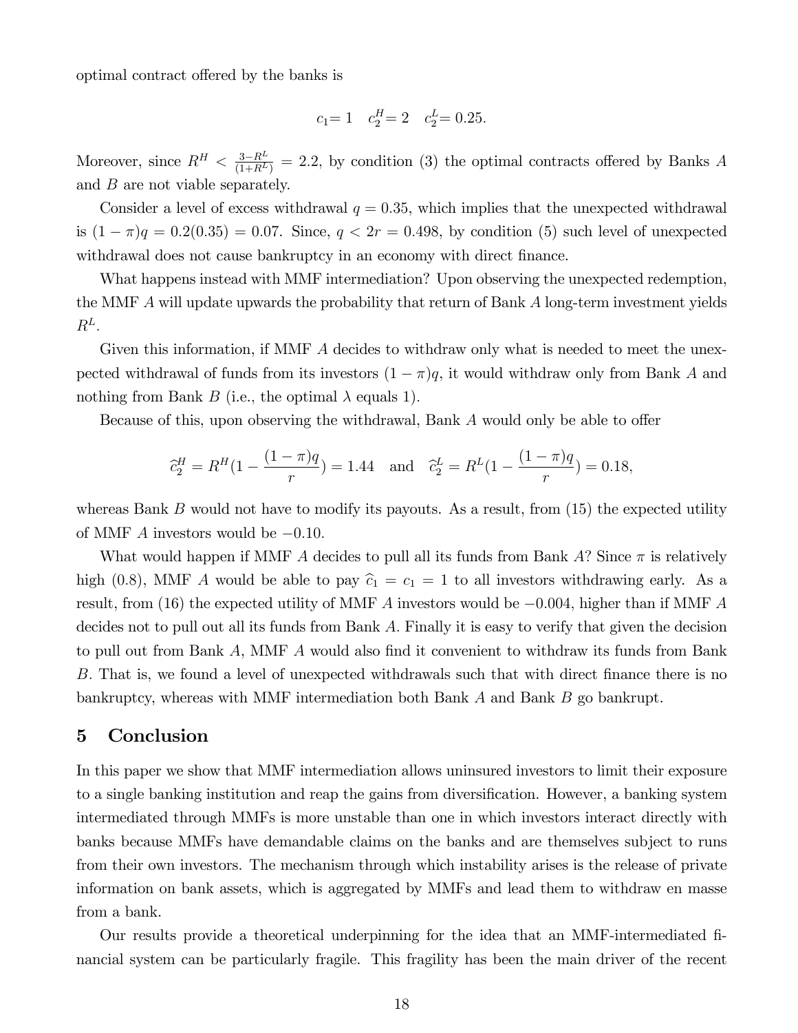optimal contract offered by the banks is

$$c_1 = 1 \quad c_2^H = 2 \quad c_2^L = 0.25.$$

Moreover, since $R^H < \frac{3-R^L}{(1+R^L)} = 2.2$, by condition (3) the optimal contracts offered by Banks $A$ and $B$ are not viable separately.

Consider a level of excess withdrawal $q = 0.35$, which implies that the unexpected withdrawal is $(1-\pi)q = 0.2(0.35) = 0.07$. Since, $q < 2r = 0.498$, by condition (5) such level of unexpected withdrawal does not cause bankruptcy in an economy with direct finance.

What happens instead with MMF intermediation? Upon observing the unexpected redemption, the MMF $A$ will update upwards the probability that return of Bank $A$ long-term investment yields $R^L$.

Given this information, if MMF $A$ decides to withdraw only what is needed to meet the unexpected withdrawal of funds from its investors $(1-\pi)q$, it would withdraw only from Bank $A$ and nothing from Bank $B$ (i.e., the optimal $\lambda$ equals 1).

Because of this, upon observing the withdrawal, Bank $A$ would only be able to offer

$$\widehat{c}_2^H = R^H\left(1 - \frac{(1-\pi)q}{r}\right) = 1.44 \quad \text{and} \quad \widehat{c}_2^L = R^L\left(1 - \frac{(1-\pi)q}{r}\right) = 0.18,$$

whereas Bank $B$ would not have to modify its payouts. As a result, from (15) the expected utility of MMF $A$ investors would be $-0.10$.

What would happen if MMF $A$ decides to pull all its funds from Bank $A$? Since $\pi$ is relatively high (0.8), MMF $A$ would be able to pay $\widehat{c}_1 = c_1 = 1$ to all investors withdrawing early. As a result, from (16) the expected utility of MMF $A$ investors would be $-0.004$, higher than if MMF $A$ decides not to pull out all its funds from Bank $A$. Finally it is easy to verify that given the decision to pull out from Bank $A$, MMF $A$ would also find it convenient to withdraw its funds from Bank $B$. That is, we found a level of unexpected withdrawals such that with direct finance there is no bankruptcy, whereas with MMF intermediation both Bank $A$ and Bank $B$ go bankrupt.

## 5 Conclusion

In this paper we show that MMF intermediation allows uninsured investors to limit their exposure to a single banking institution and reap the gains from diversification. However, a banking system intermediated through MMFs is more unstable than one in which investors interact directly with banks because MMFs have demandable claims on the banks and are themselves subject to runs from their own investors. The mechanism through which instability arises is the release of private information on bank assets, which is aggregated by MMFs and lead them to withdraw en masse from a bank.

Our results provide a theoretical underpinning for the idea that an MMF-intermediated financial system can be particularly fragile. This fragility has been the main driver of the recent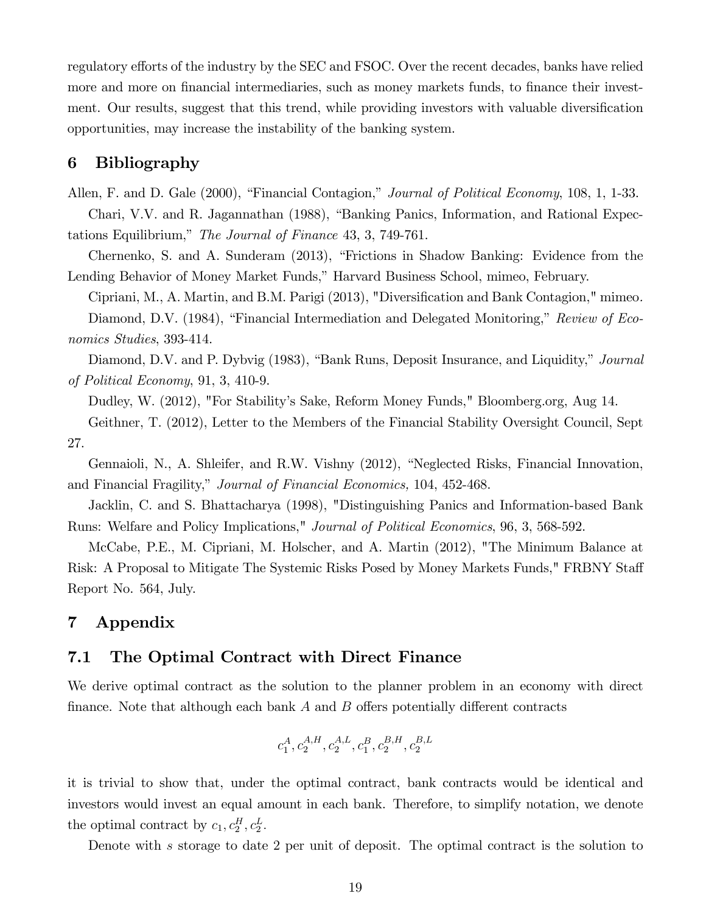regulatory efforts of the industry by the SEC and FSOC. Over the recent decades, banks have relied more and more on financial intermediaries, such as money markets funds, to finance their investment. Our results, suggest that this trend, while providing investors with valuable diversification opportunities, may increase the instability of the banking system.

## 6 Bibliography

Allen, F. and D. Gale (2000), "Financial Contagion," *Journal of Political Economy*, 108, 1, 1-33.

Chari, V.V. and R. Jagannathan (1988), "Banking Panics, Information, and Rational Expectations Equilibrium," *The Journal of Finance* 43, 3, 749-761.

Chernenko, S. and A. Sunderam (2013), "Frictions in Shadow Banking: Evidence from the Lending Behavior of Money Market Funds," Harvard Business School, mimeo, February.

Cipriani, M., A. Martin, and B.M. Parigi (2013), "Diversification and Bank Contagion," mimeo.

Diamond, D.V. (1984), "Financial Intermediation and Delegated Monitoring," *Review of Economics Studies*, 393-414.

Diamond, D.V. and P. Dybvig (1983), "Bank Runs, Deposit Insurance, and Liquidity," *Journal of Political Economy*, 91, 3, 410-9.

Dudley, W. (2012), "For Stability's Sake, Reform Money Funds," Bloomberg.org, Aug 14.

Geithner, T. (2012), Letter to the Members of the Financial Stability Oversight Council, Sept 27.

Gennaioli, N., A. Shleifer, and R.W. Vishny (2012), "Neglected Risks, Financial Innovation, and Financial Fragility," *Journal of Financial Economics,* 104, 452-468.

Jacklin, C. and S. Bhattacharya (1998), "Distinguishing Panics and Information-based Bank Runs: Welfare and Policy Implications," *Journal of Political Economics*, 96, 3, 568-592.

McCabe, P.E., M. Cipriani, M. Holscher, and A. Martin (2012), "The Minimum Balance at Risk: A Proposal to Mitigate The Systemic Risks Posed by Money Markets Funds," FRBNY Staff Report No. 564, July.

## 7 Appendix

### 7.1 The Optimal Contract with Direct Finance

We derive optimal contract as the solution to the planner problem in an economy with direct finance. Note that although each bank $A$ and $B$ offers potentially different contracts

$$c_1^A, c_2^{A,H}, c_2^{A,L}, c_1^B, c_2^{B,H}, c_2^{B,L}$$

it is trivial to show that, under the optimal contract, bank contracts would be identical and investors would invest an equal amount in each bank. Therefore, to simplify notation, we denote the optimal contract by $c_1, c_2^H, c_2^L$.

Denote with $s$ storage to date 2 per unit of deposit. The optimal contract is the solution to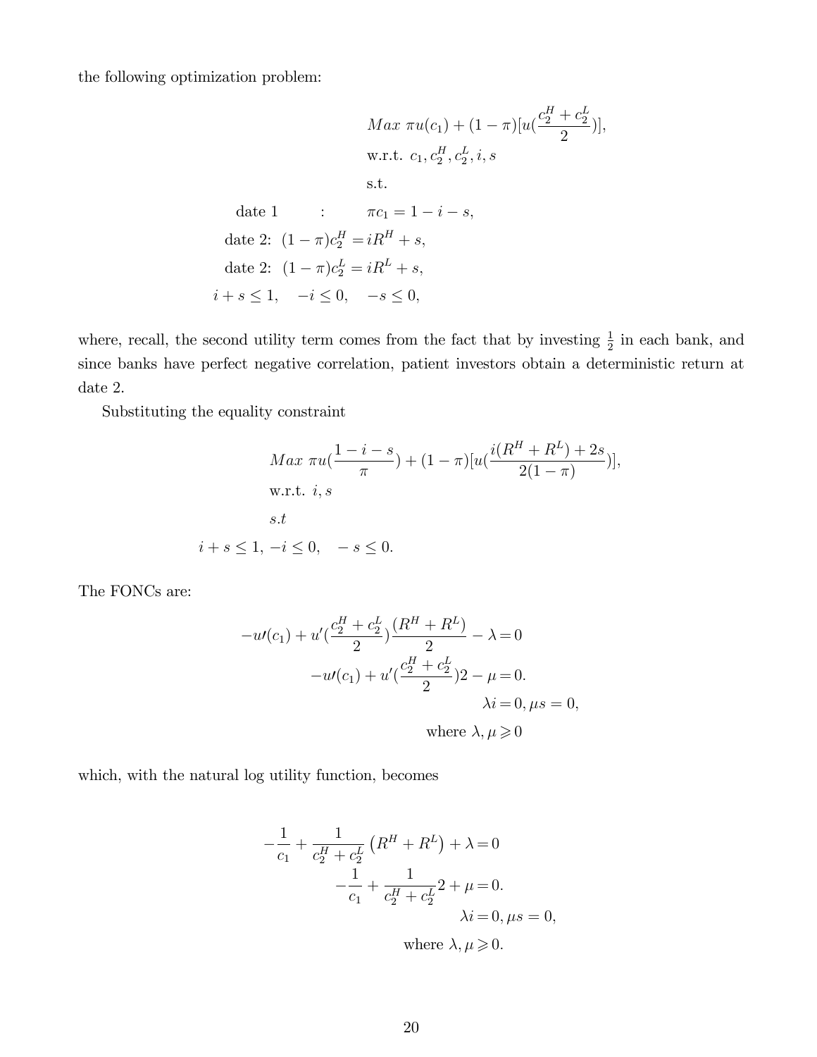the following optimization problem:

$$
\begin{aligned}
&Max\ \pi u(c_1) + (1-\pi)[u(\frac{c_2^H + c_2^L}{2})], \\
&\text{w.r.t. } c_1, c_2^H, c_2^L, i, s \\
&\text{s.t.}
\end{aligned}
$$

$$
\begin{aligned}
\text{date 1} \quad &: \quad \pi c_1 = 1 - i - s, \\
\text{date 2: } (1-\pi)c_2^H &= iR^H + s, \\
\text{date 2: } (1-\pi)c_2^L &= iR^L + s, \\
i + s \leq 1, \quad -i \leq 0,& \quad -s \leq 0,
\end{aligned}
$$

where, recall, the second utility term comes from the fact that by investing $\frac{1}{2}$ in each bank, and since banks have perfect negative correlation, patient investors obtain a deterministic return at date 2.

Substituting the equality constraint

$$
\begin{aligned}
&Max\ \pi u(\frac{1-i-s}{\pi}) + (1-\pi)[u(\frac{i(R^H + R^L) + 2s}{2(1-\pi)})], \\
&\text{w.r.t. } i, s \\
&s.t \\
&i + s \leq 1, -i \leq 0, \quad -s \leq 0.
\end{aligned}
$$

The FONCs are:

$$
\begin{aligned}
-u\prime(c_1) + u'(\frac{c_2^H + c_2^L}{2})\frac{(R^H + R^L)}{2} - \lambda &= 0 \\
-u\prime(c_1) + u'(\frac{c_2^H + c_2^L}{2})2 - \mu &= 0. \\
\lambda i = 0, \mu s &= 0, \\
\text{where } \lambda, \mu &\geqslant 0
\end{aligned}
$$

which, with the natural log utility function, becomes

$$
\begin{aligned}
-\frac{1}{c_1} + \frac{1}{c_2^H + c_2^L}\left(R^H + R^L\right) + \lambda &= 0 \\
-\frac{1}{c_1} + \frac{1}{c_2^H + c_2^L}2 + \mu &= 0. \\
\lambda i = 0, \mu s &= 0, \\
\text{where } \lambda, \mu &\geqslant 0.
\end{aligned}
$$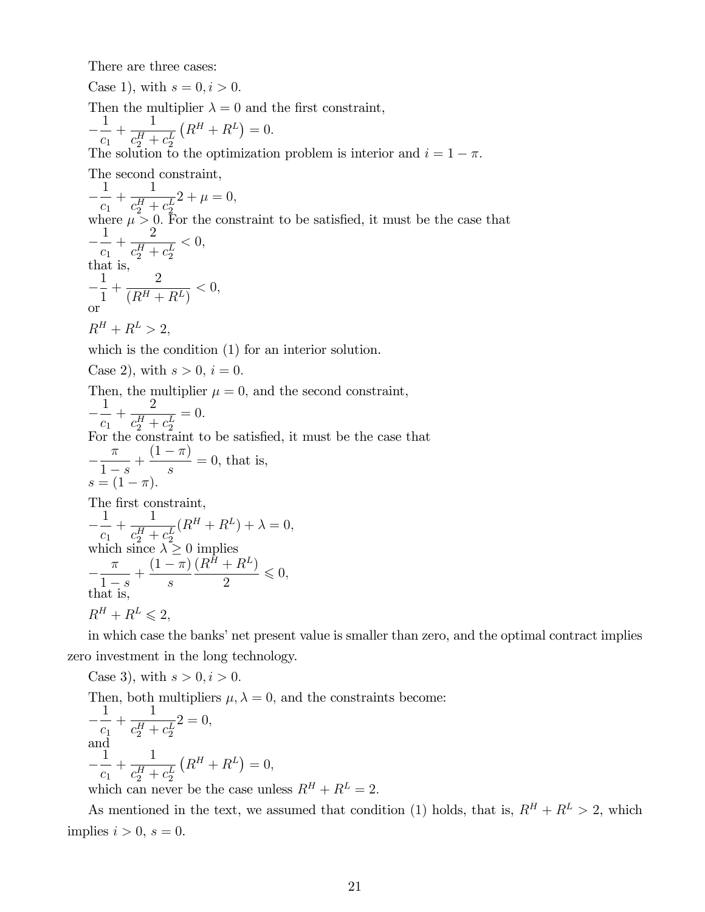There are three cases:

Case 1), with $s = 0, i > 0$.

Then the multiplier $\lambda = 0$ and the first constraint,

$$-\frac{1}{c_1} + \frac{1}{c_2^H + c_2^L}\left(R^H + R^L\right) = 0.$$

The solution to the optimization problem is interior and $i = 1 - \pi$.

The second constraint,

$$-\frac{1}{c_1} + \frac{1}{c_2^H + c_2^L}2 + \mu = 0,$$

where $\mu > 0$. For the constraint to be satisfied, it must be the case that

$$-\frac{1}{c_1} + \frac{2}{c_2^H + c_2^L} < 0,$$

that is,

$$-\frac{1}{1} + \frac{2}{(R^H + R^L)} < 0,$$

or

$$R^H + R^L > 2,$$

which is the condition (1) for an interior solution.

Case 2), with $s > 0$, $i = 0$.

Then, the multiplier $\mu = 0$, and the second constraint,

$$-\frac{1}{c_1} + \frac{2}{c_2^H + c_2^L} = 0.$$

For the constraint to be satisfied, it must be the case that

$-\frac{\pi}{1-s} + \frac{(1-\pi)}{s} = 0$, that is,

$s = (1 - \pi)$.

The first constraint,

$$-\frac{1}{c_1} + \frac{1}{c_2^H + c_2^L}(R^H + R^L) + \lambda = 0,$$

which since $\lambda \geq 0$ implies

$$-\frac{\pi}{1-s} + \frac{(1-\pi)}{s}\frac{(R^H + R^L)}{2} \leqslant 0,$$

that is,

$$R^H + R^L \leqslant 2,$$

in which case the banks' net present value is smaller than zero, and the optimal contract implies zero investment in the long technology.

Case 3), with $s > 0, i > 0$.

Then, both multipliers $\mu, \lambda = 0$, and the constraints become:

$$-\frac{1}{c_1} + \frac{1}{c_2^H + c_2^L}2 = 0,$$

and

$$-\frac{1}{c_1} + \frac{1}{c_2^H + c_2^L}\left(R^H + R^L\right) = 0,$$

which can never be the case unless $R^H + R^L = 2$.

As mentioned in the text, we assumed that condition (1) holds, that is, $R^H + R^L > 2$, which implies $i > 0$, $s = 0$.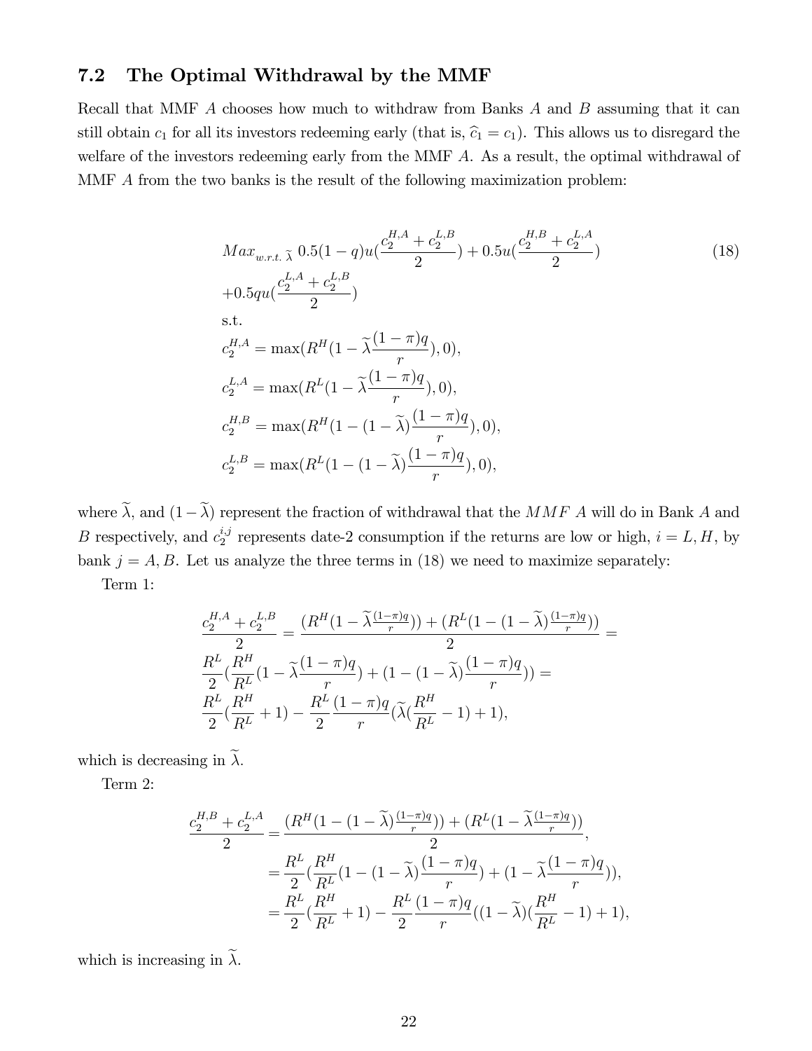## 7.2 The Optimal Withdrawal by the MMF

Recall that MMF $A$ chooses how much to withdraw from Banks $A$ and $B$ assuming that it can still obtain $c_1$ for all its investors redeeming early (that is, $\widehat{c}_1 = c_1$). This allows us to disregard the welfare of the investors redeeming early from the MMF $A$. As a result, the optimal withdrawal of MMF $A$ from the two banks is the result of the following maximization problem:

$$
\begin{aligned}
&Max_{w.r.t.\ \widetilde{\lambda}}\ 0.5(1-q)u(\frac{c_2^{H,A}+c_2^{L,B}}{2}) + 0.5u(\frac{c_2^{H,B}+c_2^{L,A}}{2}) \\
&+0.5qu(\frac{c_2^{L,A}+c_2^{L,B}}{2}) \\
&\text{s.t.} \\
&c_2^{H,A} = \max(R^H(1-\widetilde{\lambda}\frac{(1-\pi)q}{r}),0), \\
&c_2^{L,A} = \max(R^L(1-\widetilde{\lambda}\frac{(1-\pi)q}{r}),0), \\
&c_2^{H,B} = \max(R^H(1-(1-\widetilde{\lambda})\frac{(1-\pi)q}{r}),0), \\
&c_2^{L,B} = \max(R^L(1-(1-\widetilde{\lambda})\frac{(1-\pi)q}{r}),0),
\end{aligned}
\tag{18}
$$

where $\widetilde{\lambda}$, and $(1-\widetilde{\lambda})$ represent the fraction of withdrawal that the $MMF$ $A$ will do in Bank $A$ and $B$ respectively, and $c_2^{i,j}$ represents date-2 consumption if the returns are low or high, $i = L, H$, by bank $j = A, B$. Let us analyze the three terms in (18) we need to maximize separately:

Term 1:

$$
\begin{aligned}
&\frac{c_2^{H,A}+c_2^{L,B}}{2} = \frac{(R^H(1-\widetilde{\lambda}\frac{(1-\pi)q}{r})) + (R^L(1-(1-\widetilde{\lambda})\frac{(1-\pi)q}{r}))}{2} = \\
&\frac{R^L}{2}(\frac{R^H}{R^L}(1-\widetilde{\lambda}\frac{(1-\pi)q}{r}) + (1-(1-\widetilde{\lambda})\frac{(1-\pi)q}{r})) = \\
&\frac{R^L}{2}(\frac{R^H}{R^L}+1) - \frac{R^L}{2}\frac{(1-\pi)q}{r}(\widetilde{\lambda}(\frac{R^H}{R^L}-1)+1),
\end{aligned}
$$

which is decreasing in $\widetilde{\lambda}$.

Term 2:

$$
\begin{aligned}
\frac{c_2^{H,B}+c_2^{L,A}}{2} &= \frac{(R^H(1-(1-\widetilde{\lambda})\frac{(1-\pi)q}{r})) + (R^L(1-\widetilde{\lambda}\frac{(1-\pi)q}{r}))}{2}, \\
&= \frac{R^L}{2}(\frac{R^H}{R^L}(1-(1-\widetilde{\lambda})\frac{(1-\pi)q}{r}) + (1-\widetilde{\lambda}\frac{(1-\pi)q}{r})), \\
&= \frac{R^L}{2}(\frac{R^H}{R^L}+1) - \frac{R^L}{2}\frac{(1-\pi)q}{r}((1-\widetilde{\lambda})(\frac{R^H}{R^L}-1)+1),
\end{aligned}
$$

which is increasing in $\widetilde{\lambda}$.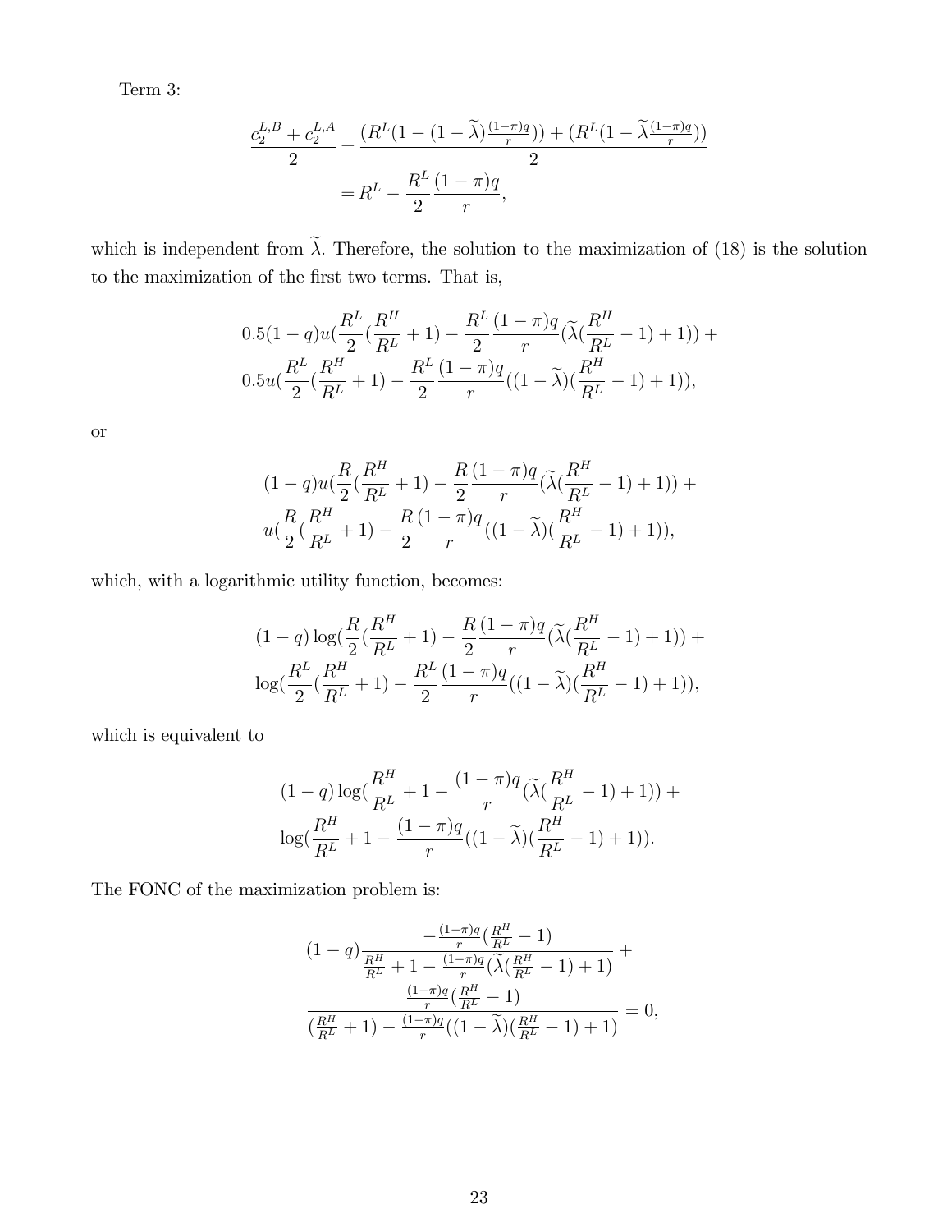Term 3:

$$
\begin{aligned}
\frac{c_2^{L,B} + c_2^{L,A}}{2} &= \frac{(R^L(1-(1-\widetilde{\lambda})\frac{(1-\pi)q}{r})) + (R^L(1-\widetilde{\lambda}\frac{(1-\pi)q}{r}))}{2} \\
&= R^L - \frac{R^L}{2}\frac{(1-\pi)q}{r},
\end{aligned}
$$

which is independent from $\widetilde{\lambda}$. Therefore, the solution to the maximization of (18) is the solution to the maximization of the first two terms. That is,

$$
\begin{aligned}
&0.5(1-q)u(\frac{R^L}{2}(\frac{R^H}{R^L}+1) - \frac{R^L}{2}\frac{(1-\pi)q}{r}(\widetilde{\lambda}(\frac{R^H}{R^L}-1)+1)) + \\
&0.5u(\frac{R^L}{2}(\frac{R^H}{R^L}+1) - \frac{R^L}{2}\frac{(1-\pi)q}{r}((1-\widetilde{\lambda})(\frac{R^H}{R^L}-1)+1)),
\end{aligned}
$$

or

$$
\begin{aligned}
&(1-q)u(\frac{R}{2}(\frac{R^H}{R^L}+1) - \frac{R}{2}\frac{(1-\pi)q}{r}(\widetilde{\lambda}(\frac{R^H}{R^L}-1)+1)) + \\
&u(\frac{R}{2}(\frac{R^H}{R^L}+1) - \frac{R}{2}\frac{(1-\pi)q}{r}((1-\widetilde{\lambda})(\frac{R^H}{R^L}-1)+1)),
\end{aligned}
$$

which, with a logarithmic utility function, becomes:

$$
\begin{aligned}
&(1-q)\log(\frac{R}{2}(\frac{R^H}{R^L}+1) - \frac{R}{2}\frac{(1-\pi)q}{r}(\widetilde{\lambda}(\frac{R^H}{R^L}-1)+1)) + \\
&\log(\frac{R^L}{2}(\frac{R^H}{R^L}+1) - \frac{R^L}{2}\frac{(1-\pi)q}{r}((1-\widetilde{\lambda})(\frac{R^H}{R^L}-1)+1)),
\end{aligned}
$$

which is equivalent to

$$
\begin{aligned}
&(1-q)\log(\frac{R^H}{R^L}+1 - \frac{(1-\pi)q}{r}(\widetilde{\lambda}(\frac{R^H}{R^L}-1)+1)) + \\
&\log(\frac{R^H}{R^L}+1 - \frac{(1-\pi)q}{r}((1-\widetilde{\lambda})(\frac{R^H}{R^L}-1)+1)).
\end{aligned}
$$

The FONC of the maximization problem is:

$$
\begin{aligned}
&(1-q)\frac{-\frac{(1-\pi)q}{r}(\frac{R^H}{R^L}-1)}{\frac{R^H}{R^L}+1-\frac{(1-\pi)q}{r}(\widetilde{\lambda}(\frac{R^H}{R^L}-1)+1)} + \\
&\frac{\frac{(1-\pi)q}{r}(\frac{R^H}{R^L}-1)}{(\frac{R^H}{R^L}+1)-\frac{(1-\pi)q}{r}((1-\widetilde{\lambda})(\frac{R^H}{R^L}-1)+1)} = 0,
\end{aligned}
$$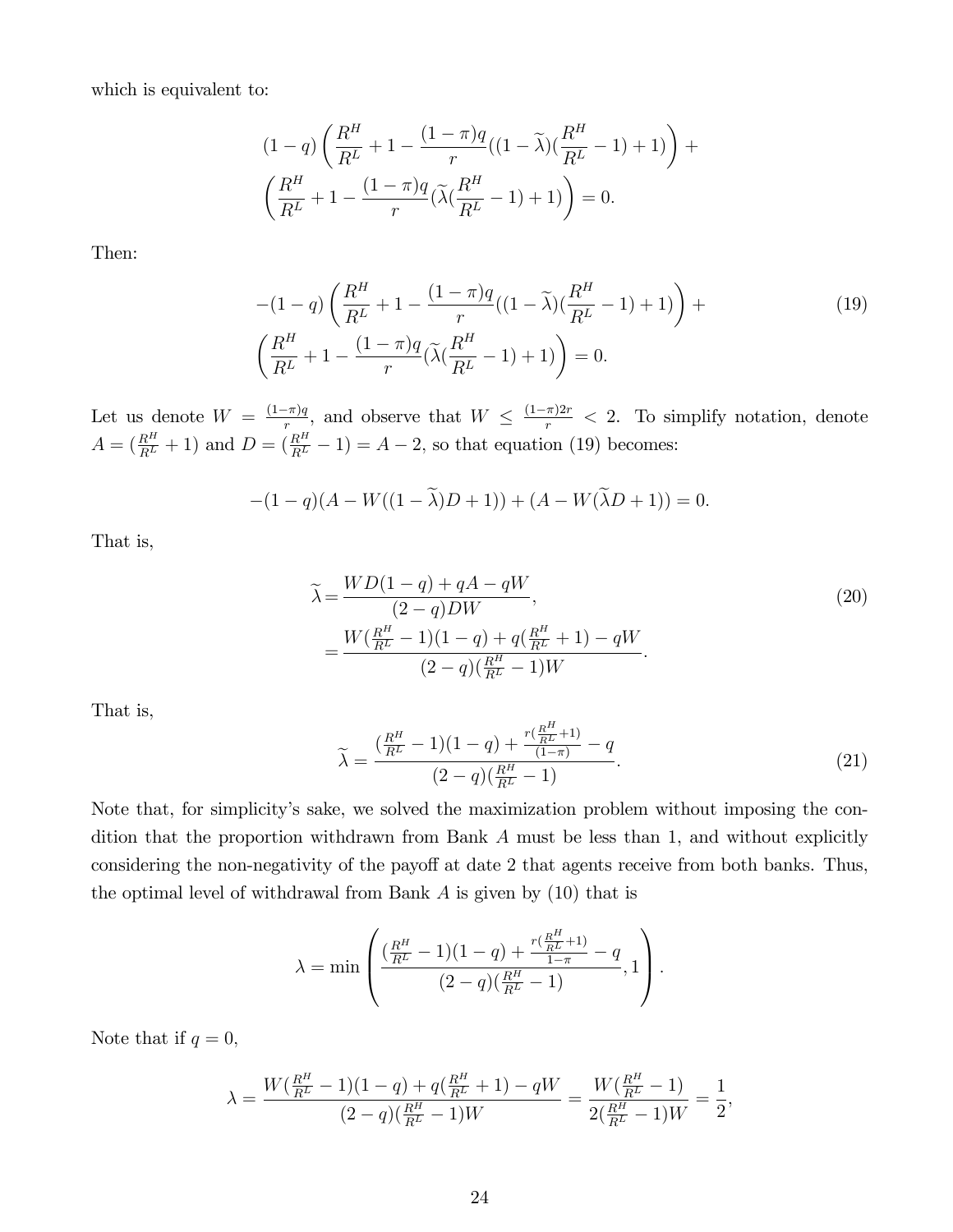which is equivalent to:

$$
\begin{aligned}
&(1-q)\left(\frac{R^H}{R^L}+1-\frac{(1-\pi)q}{r}((1-\widetilde{\lambda})(\frac{R^H}{R^L}-1)+1)\right)+\\
&\left(\frac{R^H}{R^L}+1-\frac{(1-\pi)q}{r}(\widetilde{\lambda}(\frac{R^H}{R^L}-1)+1)\right)=0.
\end{aligned}
$$

Then:

$$
\begin{aligned}
&-(1-q)\left(\frac{R^H}{R^L}+1-\frac{(1-\pi)q}{r}((1-\widetilde{\lambda})(\frac{R^H}{R^L}-1)+1)\right)+\\
&\left(\frac{R^H}{R^L}+1-\frac{(1-\pi)q}{r}(\widetilde{\lambda}(\frac{R^H}{R^L}-1)+1)\right)=0.
\end{aligned} \tag{19}
$$

Let us denote $W=\frac{(1-\pi)q}{r}$, and observe that $W\leq\frac{(1-\pi)2r}{r}<2$. To simplify notation, denote $A=(\frac{R^H}{R^L}+1)$ and $D=(\frac{R^H}{R^L}-1)=A-2$, so that equation (19) becomes:

$$
-(1-q)(A-W((1-\widetilde{\lambda})D+1))+(A-W(\widetilde{\lambda}D+1))=0.
$$

That is,

$$
\begin{aligned}
\widetilde{\lambda}&=\frac{WD(1-q)+qA-qW}{(2-q)DW},\\
&=\frac{W(\frac{R^H}{R^L}-1)(1-q)+q(\frac{R^H}{R^L}+1)-qW}{(2-q)(\frac{R^H}{R^L}-1)W}.
\end{aligned} \tag{20}
$$

That is,

$$
\widetilde{\lambda}=\frac{(\frac{R^H}{R^L}-1)(1-q)+\frac{r(\frac{R^H}{R^L}+1)}{(1-\pi)}-q}{(2-q)(\frac{R^H}{R^L}-1)}. \tag{21}
$$

Note that, for simplicity's sake, we solved the maximization problem without imposing the condition that the proportion withdrawn from Bank $A$ must be less than 1, and without explicitly considering the non-negativity of the payoff at date 2 that agents receive from both banks. Thus, the optimal level of withdrawal from Bank $A$ is given by (10) that is

$$
\lambda=\min\left(\frac{(\frac{R^H}{R^L}-1)(1-q)+\frac{r(\frac{R^H}{R^L}+1)}{1-\pi}-q}{(2-q)(\frac{R^H}{R^L}-1)},1\right).
$$

Note that if $q=0$,

$$
\lambda=\frac{W(\frac{R^H}{R^L}-1)(1-q)+q(\frac{R^H}{R^L}+1)-qW}{(2-q)(\frac{R^H}{R^L}-1)W}=\frac{W(\frac{R^H}{R^L}-1)}{2(\frac{R^H}{R^L}-1)W}=\frac{1}{2},
$$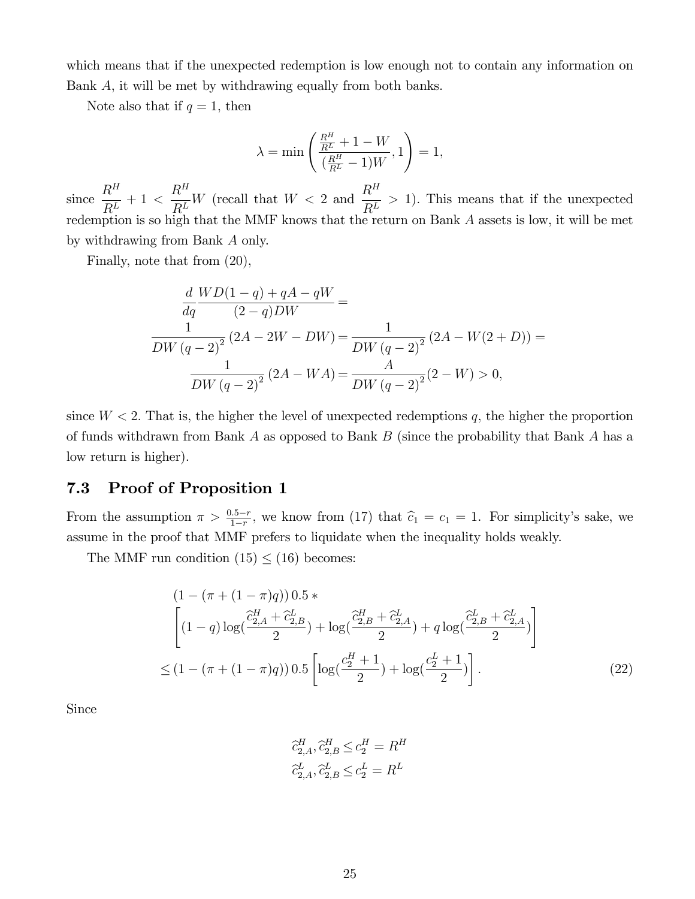which means that if the unexpected redemption is low enough not to contain any information on Bank $A$, it will be met by withdrawing equally from both banks.

Note also that if $q = 1$, then

$$\lambda = \min\left(\frac{\frac{R^H}{R^L} + 1 - W}{(\frac{R^H}{R^L} - 1)W}, 1\right) = 1,$$

since $\dfrac{R^H}{R^L} + 1 < \dfrac{R^H}{R^L}W$ (recall that $W < 2$ and $\dfrac{R^H}{R^L} > 1$). This means that if the unexpected redemption is so high that the MMF knows that the return on Bank $A$ assets is low, it will be met by withdrawing from Bank $A$ only.

Finally, note that from (20),

$$\begin{aligned}
&\frac{d}{dq}\frac{WD(1-q) + qA - qW}{(2-q)DW} = \\
&\frac{1}{DW(q-2)^2}(2A - 2W - DW) = \frac{1}{DW(q-2)^2}(2A - W(2+D)) = \\
&\frac{1}{DW(q-2)^2}(2A - WA) = \frac{A}{DW(q-2)^2}(2-W) > 0,
\end{aligned}$$

since $W < 2$. That is, the higher the level of unexpected redemptions $q$, the higher the proportion of funds withdrawn from Bank $A$ as opposed to Bank $B$ (since the probability that Bank $A$ has a low return is higher).

## 7.3 Proof of Proposition 1

From the assumption $\pi > \frac{0.5-r}{1-r}$, we know from (17) that $\widehat{c}_1 = c_1 = 1$. For simplicity's sake, we assume in the proof that MMF prefers to liquidate when the inequality holds weakly.

The MMF run condition (15) $\leq$ (16) becomes:

$$\begin{aligned}
&(1 - (\pi + (1-\pi)q))\, 0.5 * \\
&\left[(1-q)\log(\frac{\widehat{c}_{2,A}^H + \widehat{c}_{2,B}^L}{2}) + \log(\frac{\widehat{c}_{2,B}^H + \widehat{c}_{2,A}^L}{2}) + q\log(\frac{\widehat{c}_{2,B}^L + \widehat{c}_{2,A}^L}{2})\right] \\
&\leq (1 - (\pi + (1-\pi)q))\, 0.5 \left[\log(\frac{c_2^H + 1}{2}) + \log(\frac{c_2^L + 1}{2})\right].
\end{aligned} \tag{22}$$

Since

$$\begin{aligned}
\widehat{c}_{2,A}^H, \widehat{c}_{2,B}^H &\leq c_2^H = R^H \\
\widehat{c}_{2,A}^L, \widehat{c}_{2,B}^L &\leq c_2^L = R^L
\end{aligned}$$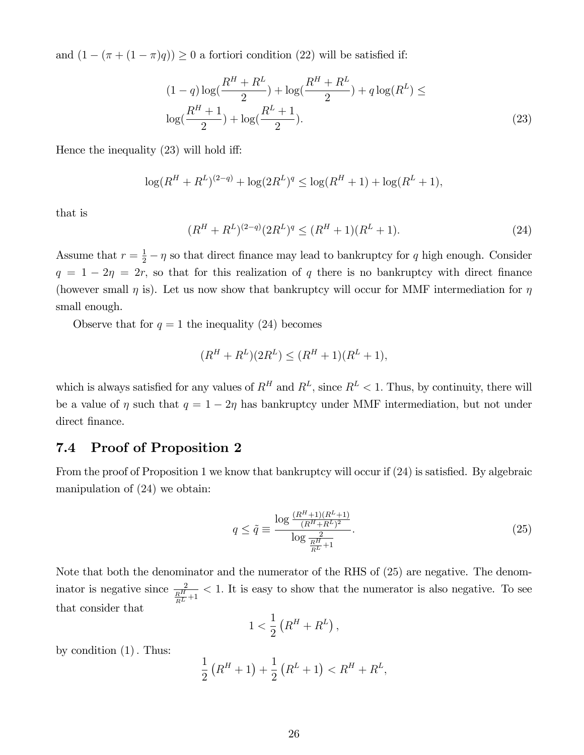and $(1-(\pi+(1-\pi)q)) \geq 0$ a fortiori condition (22) will be satisfied if:

$$
\begin{aligned}
&(1-q)\log(\frac{R^H+R^L}{2}) + \log(\frac{R^H+R^L}{2}) + q\log(R^L) \leq \\
&\log(\frac{R^H+1}{2}) + \log(\frac{R^L+1}{2}). 
\end{aligned}
\tag{23}
$$

Hence the inequality (23) will hold iff:

$$
\log(R^H+R^L)^{(2-q)} + \log(2R^L)^q \leq \log(R^H+1) + \log(R^L+1),
$$

that is

$$
(R^H+R^L)^{(2-q)}(2R^L)^q \leq (R^H+1)(R^L+1). \tag{24}
$$

Assume that $r = \frac{1}{2} - \eta$ so that direct finance may lead to bankruptcy for $q$ high enough. Consider $q = 1 - 2\eta = 2r$, so that for this realization of $q$ there is no bankruptcy with direct finance (however small $\eta$ is). Let us now show that bankruptcy will occur for MMF intermediation for $\eta$ small enough.

Observe that for $q = 1$ the inequality (24) becomes

$$
(R^H+R^L)(2R^L) \leq (R^H+1)(R^L+1),
$$

which is always satisfied for any values of $R^H$ and $R^L$, since $R^L < 1$. Thus, by continuity, there will be a value of $\eta$ such that $q = 1 - 2\eta$ has bankruptcy under MMF intermediation, but not under direct finance.

## 7.4 Proof of Proposition 2

From the proof of Proposition 1 we know that bankruptcy will occur if (24) is satisfied. By algebraic manipulation of (24) we obtain:

$$
q \leq \tilde{q} \equiv \frac{\log \frac{(R^H+1)(R^L+1)}{(R^H+R^L)^2}}{\log \frac{2}{\frac{R^H}{R^L}+1}}. \tag{25}
$$

Note that both the denominator and the numerator of the RHS of (25) are negative. The denominator is negative since $\frac{2}{\frac{R^H}{R^L}+1} < 1$. It is easy to show that the numerator is also negative. To see that consider that

$$
1 < \frac{1}{2}\left(R^H + R^L\right),
$$

by condition (1). Thus:

$$
\frac{1}{2}\left(R^H+1\right) + \frac{1}{2}\left(R^L+1\right) < R^H + R^L,
$$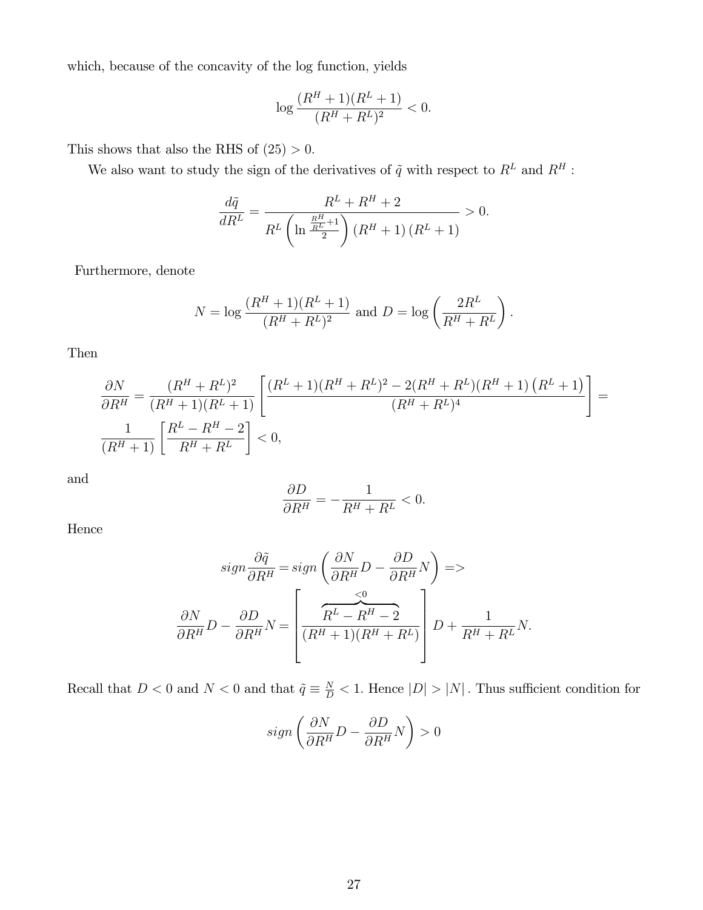which, because of the concavity of the log function, yields

$$\log \frac{(R^H+1)(R^L+1)}{(R^H+R^L)^2} < 0.$$

This shows that also the RHS of (25) $> 0$.

We also want to study the sign of the derivatives of $\tilde{q}$ with respect to $R^L$ and $R^H$ :

$$\frac{d\tilde{q}}{dR^L} = \frac{R^L+R^H+2}{R^L\left(\ln \frac{\frac{R^H}{R^L}+1}{2}\right)(R^H+1)(R^L+1)} > 0.$$

Furthermore, denote

$$N = \log \frac{(R^H+1)(R^L+1)}{(R^H+R^L)^2} \text{ and } D = \log\left(\frac{2R^L}{R^H+R^L}\right).$$

Then

$$\frac{\partial N}{\partial R^H} = \frac{(R^H+R^L)^2}{(R^H+1)(R^L+1)}\left[\frac{(R^L+1)(R^H+R^L)^2 - 2(R^H+R^L)(R^H+1)\left(R^L+1\right)}{(R^H+R^L)^4}\right] =$$

$$\frac{1}{(R^H+1)}\left[\frac{R^L-R^H-2}{R^H+R^L}\right] < 0,$$

and

$$\frac{\partial D}{\partial R^H} = -\frac{1}{R^H+R^L} < 0.$$

Hence

$$sign\frac{\partial \tilde{q}}{\partial R^H} = sign\left(\frac{\partial N}{\partial R^H}D - \frac{\partial D}{\partial R^H}N\right) =>$$

$$\frac{\partial N}{\partial R^H}D - \frac{\partial D}{\partial R^H}N = \left[\frac{\overbrace{R^L-R^H-2}^{<0}}{(R^H+1)(R^H+R^L)}\right]D + \frac{1}{R^H+R^L}N.$$

Recall that $D<0$ and $N<0$ and that $\tilde{q} \equiv \frac{N}{D} < 1$. Hence $|D| > |N|$. Thus sufficient condition for

$$sign\left(\frac{\partial N}{\partial R^H}D - \frac{\partial D}{\partial R^H}N\right) > 0$$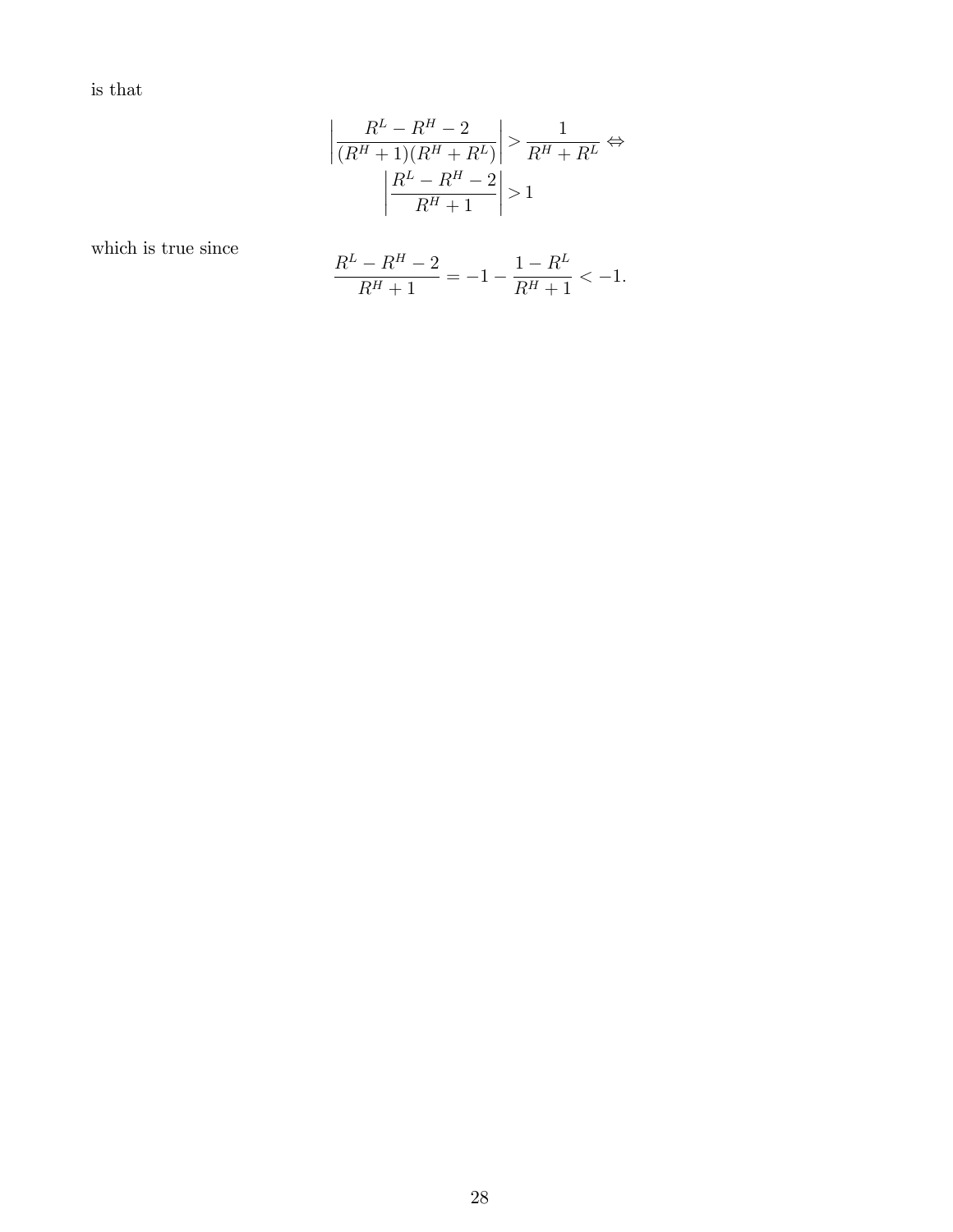is that

$$\left| \frac{R^L - R^H - 2}{(R^H + 1)(R^H + R^L)} \right| > \frac{1}{R^H + R^L} \Leftrightarrow$$
$$\left| \frac{R^L - R^H - 2}{R^H + 1} \right| > 1$$

which is true since

$$\frac{R^L - R^H - 2}{R^H + 1} = -1 - \frac{1 - R^L}{R^H + 1} < -1.$$